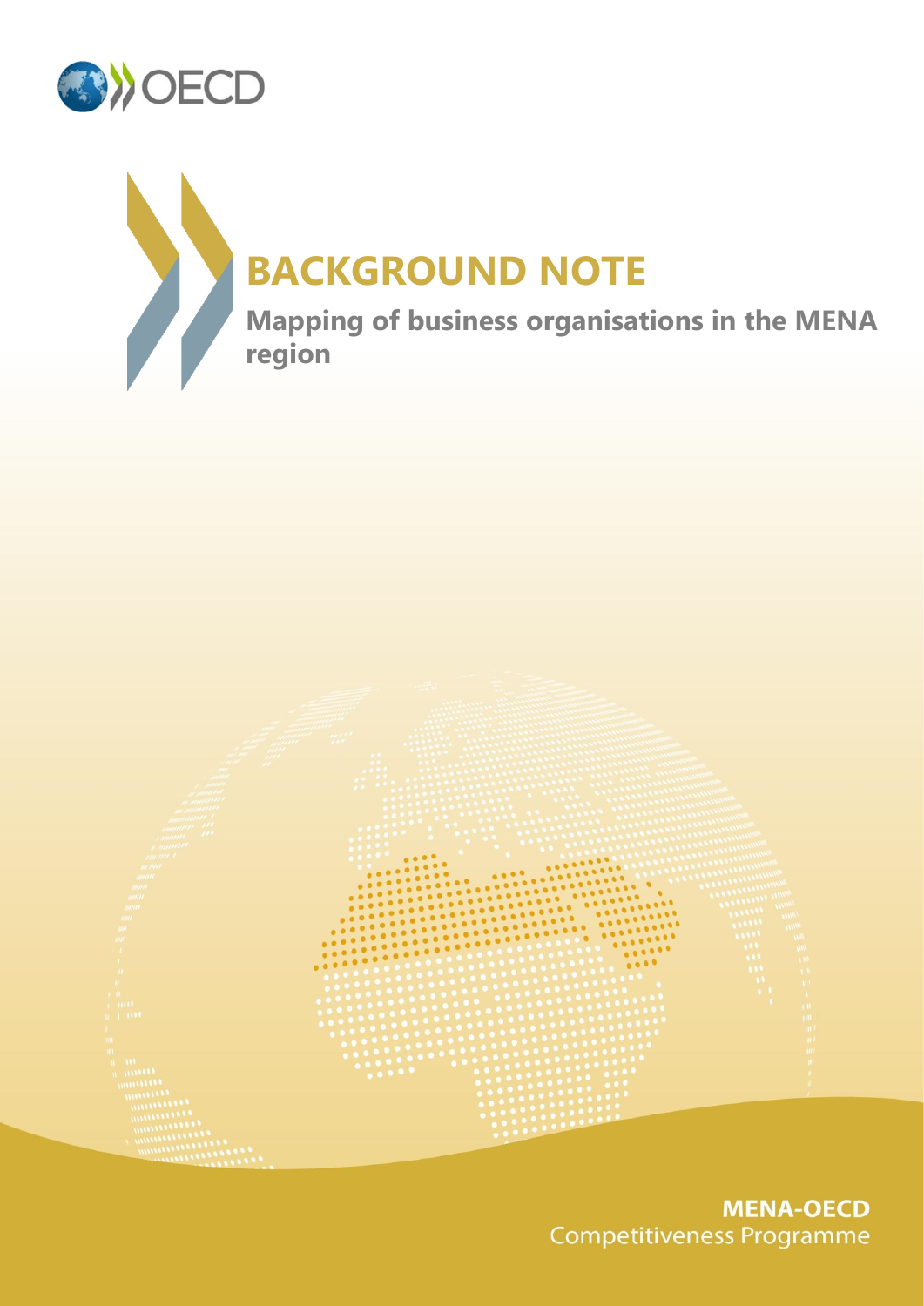OECD

# BACKGROUND NOTE

## Mapping of business organisations in the MENA region

**MENA-OECD**
Competitiveness Programme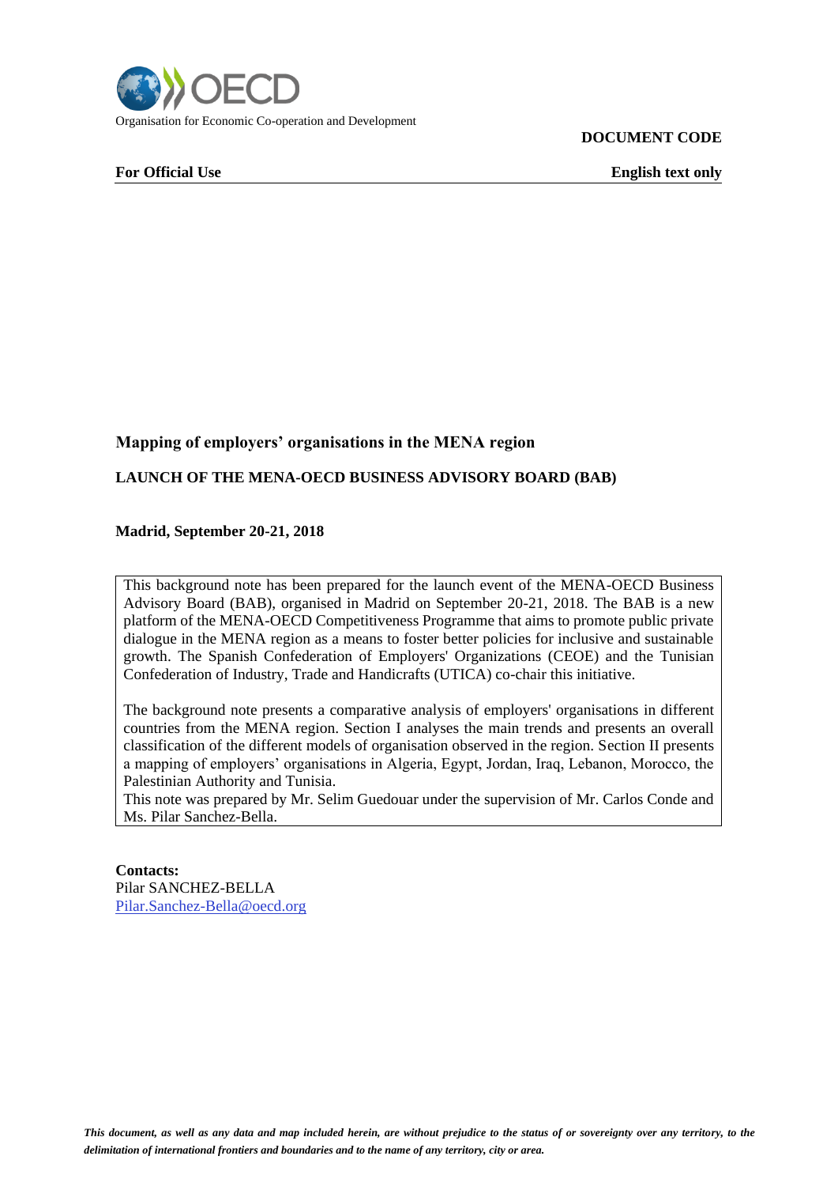Organisation for Economic Co-operation and Development

**DOCUMENT CODE**

**For Official Use** **English text only**

**Mapping of employers' organisations in the MENA region**

**LAUNCH OF THE MENA-OECD BUSINESS ADVISORY BOARD (BAB)**

**Madrid, September 20-21, 2018**

This background note has been prepared for the launch event of the MENA-OECD Business Advisory Board (BAB), organised in Madrid on September 20-21, 2018. The BAB is a new platform of the MENA-OECD Competitiveness Programme that aims to promote public private dialogue in the MENA region as a means to foster better policies for inclusive and sustainable growth. The Spanish Confederation of Employers' Organizations (CEOE) and the Tunisian Confederation of Industry, Trade and Handicrafts (UTICA) co-chair this initiative.

The background note presents a comparative analysis of employers' organisations in different countries from the MENA region. Section I analyses the main trends and presents an overall classification of the different models of organisation observed in the region. Section II presents a mapping of employers' organisations in Algeria, Egypt, Jordan, Iraq, Lebanon, Morocco, the Palestinian Authority and Tunisia.

This note was prepared by Mr. Selim Guedouar under the supervision of Mr. Carlos Conde and Ms. Pilar Sanchez-Bella.

**Contacts:**
Pilar SANCHEZ-BELLA
Pilar.Sanchez-Bella@oecd.org

***This document, as well as any data and map included herein, are without prejudice to the status of or sovereignty over any territory, to the delimitation of international frontiers and boundaries and to the name of any territory, city or area.***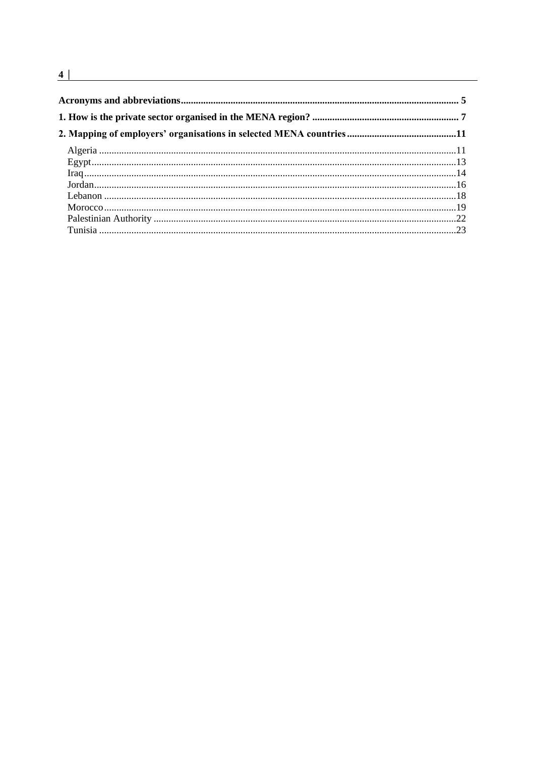**Acronyms and abbreviations** .......... 5

**1. How is the private sector organised in the MENA region?** .......... 7

**2. Mapping of employers' organisations in selected MENA countries** .......... 11

- Algeria .......... 11
- Egypt .......... 13
- Iraq .......... 14
- Jordan .......... 16
- Lebanon .......... 18
- Morocco .......... 19
- Palestinian Authority .......... 22
- Tunisia .......... 23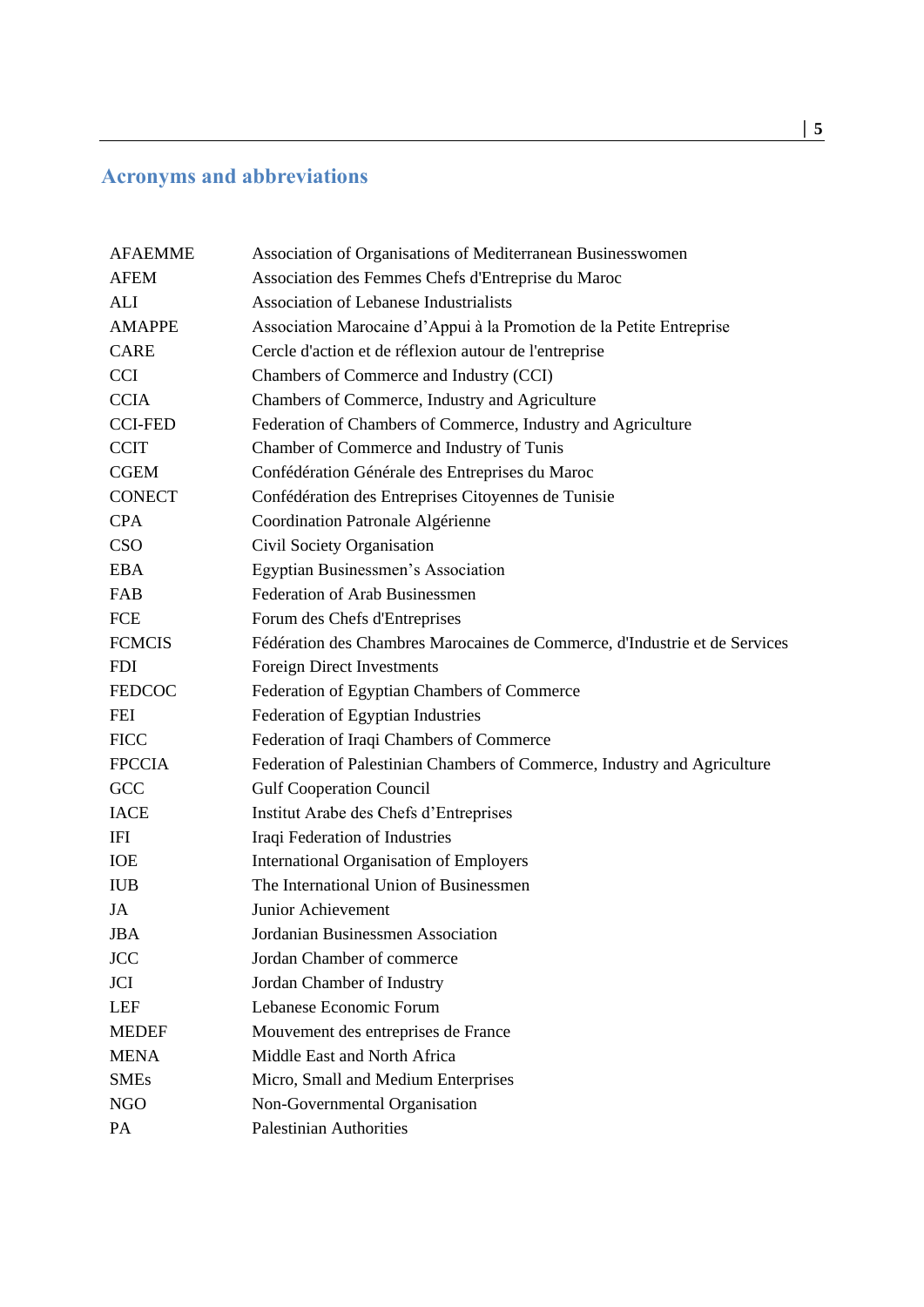## Acronyms and abbreviations

| | |
|---|---|
| AFAEMME | Association of Organisations of Mediterranean Businesswomen |
| AFEM | Association des Femmes Chefs d'Entreprise du Maroc |
| ALI | Association of Lebanese Industrialists |
| AMAPPE | Association Marocaine d’Appui à la Promotion de la Petite Entreprise |
| CARE | Cercle d'action et de réflexion autour de l'entreprise |
| CCI | Chambers of Commerce and Industry (CCI) |
| CCIA | Chambers of Commerce, Industry and Agriculture |
| CCI-FED | Federation of Chambers of Commerce, Industry and Agriculture |
| CCIT | Chamber of Commerce and Industry of Tunis |
| CGEM | Confédération Générale des Entreprises du Maroc |
| CONECT | Confédération des Entreprises Citoyennes de Tunisie |
| CPA | Coordination Patronale Algérienne |
| CSO | Civil Society Organisation |
| EBA | Egyptian Businessmen’s Association |
| FAB | Federation of Arab Businessmen |
| FCE | Forum des Chefs d'Entreprises |
| FCMCIS | Fédération des Chambres Marocaines de Commerce, d'Industrie et de Services |
| FDI | Foreign Direct Investments |
| FEDCOC | Federation of Egyptian Chambers of Commerce |
| FEI | Federation of Egyptian Industries |
| FICC | Federation of Iraqi Chambers of Commerce |
| FPCCIA | Federation of Palestinian Chambers of Commerce, Industry and Agriculture |
| GCC | Gulf Cooperation Council |
| IACE | Institut Arabe des Chefs d’Entreprises |
| IFI | Iraqi Federation of Industries |
| IOE | International Organisation of Employers |
| IUB | The International Union of Businessmen |
| JA | Junior Achievement |
| JBA | Jordanian Businessmen Association |
| JCC | Jordan Chamber of commerce |
| JCI | Jordan Chamber of Industry |
| LEF | Lebanese Economic Forum |
| MEDEF | Mouvement des entreprises de France |
| MENA | Middle East and North Africa |
| SMEs | Micro, Small and Medium Enterprises |
| NGO | Non-Governmental Organisation |
| PA | Palestinian Authorities |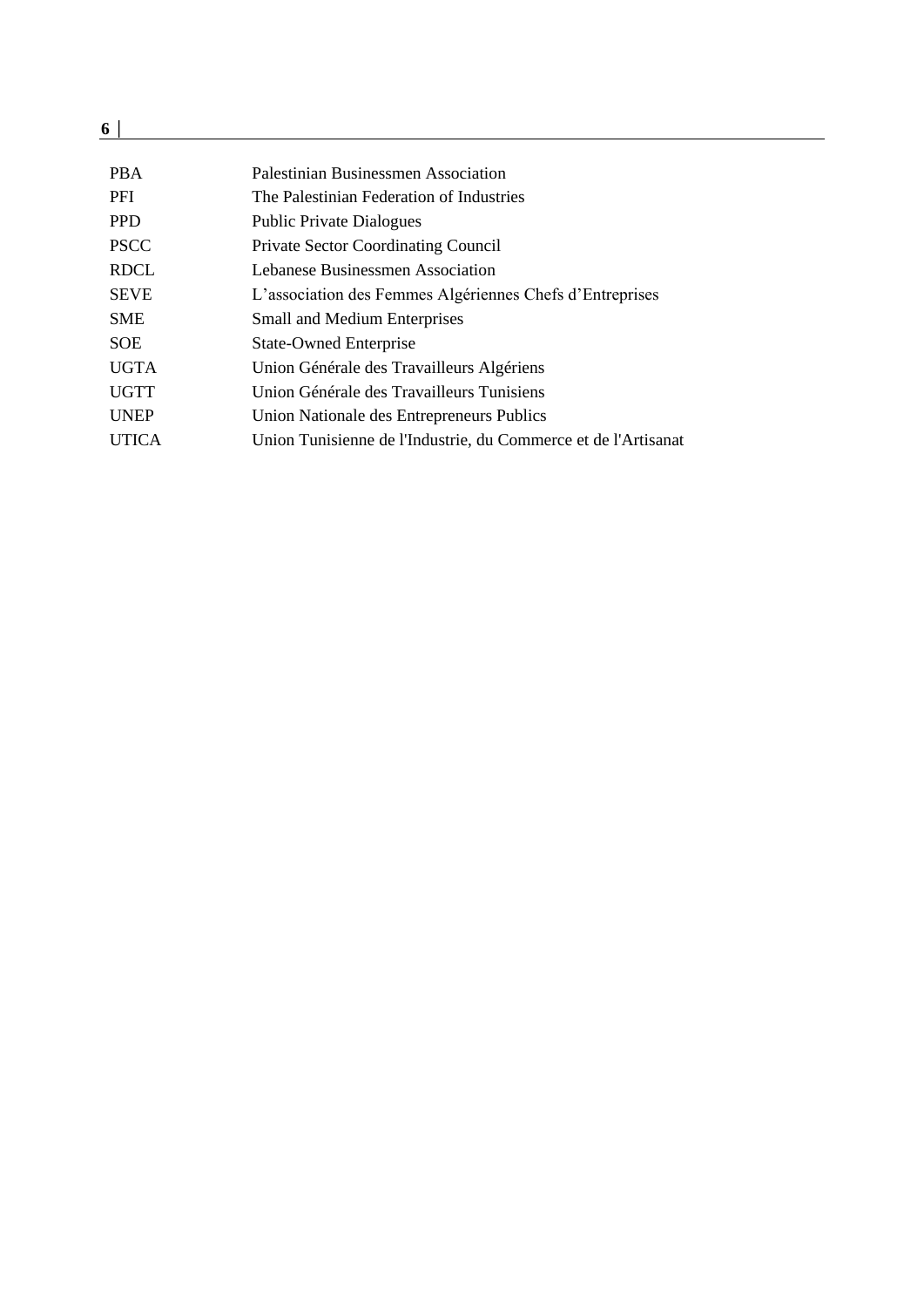| | |
|---|---|
| PBA | Palestinian Businessmen Association |
| PFI | The Palestinian Federation of Industries |
| PPD | Public Private Dialogues |
| PSCC | Private Sector Coordinating Council |
| RDCL | Lebanese Businessmen Association |
| SEVE | L’association des Femmes Algériennes Chefs d’Entreprises |
| SME | Small and Medium Enterprises |
| SOE | State-Owned Enterprise |
| UGTA | Union Générale des Travailleurs Algériens |
| UGTT | Union Générale des Travailleurs Tunisiens |
| UNEP | Union Nationale des Entrepreneurs Publics |
| UTICA | Union Tunisienne de l'Industrie, du Commerce et de l'Artisanat |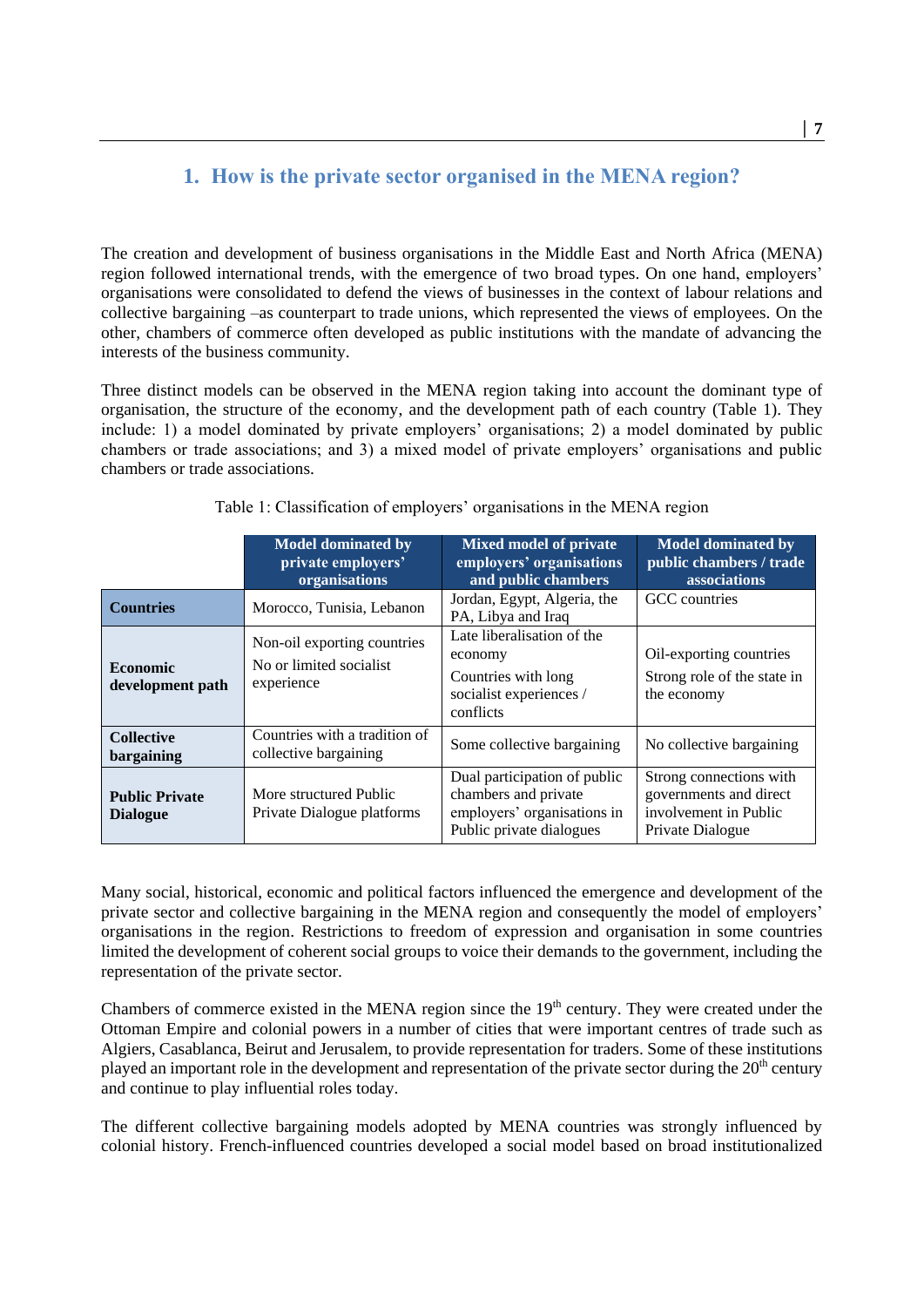## 1. How is the private sector organised in the MENA region?

The creation and development of business organisations in the Middle East and North Africa (MENA) region followed international trends, with the emergence of two broad types. On one hand, employers' organisations were consolidated to defend the views of businesses in the context of labour relations and collective bargaining –as counterpart to trade unions, which represented the views of employees. On the other, chambers of commerce often developed as public institutions with the mandate of advancing the interests of the business community.

Three distinct models can be observed in the MENA region taking into account the dominant type of organisation, the structure of the economy, and the development path of each country (Table 1). They include: 1) a model dominated by private employers' organisations; 2) a model dominated by public chambers or trade associations; and 3) a mixed model of private employers' organisations and public chambers or trade associations.

Table 1: Classification of employers' organisations in the MENA region

| | Model dominated by private employers' organisations | Mixed model of private employers' organisations and public chambers | Model dominated by public chambers / trade associations |
|---|---|---|---|
| **Countries** | Morocco, Tunisia, Lebanon | Jordan, Egypt, Algeria, the PA, Libya and Iraq | GCC countries |
| **Economic development path** | Non-oil exporting countries<br>No or limited socialist experience | Late liberalisation of the economy<br>Countries with long socialist experiences / conflicts | Oil-exporting countries<br>Strong role of the state in the economy |
| **Collective bargaining** | Countries with a tradition of collective bargaining | Some collective bargaining | No collective bargaining |
| **Public Private Dialogue** | More structured Public Private Dialogue platforms | Dual participation of public chambers and private employers' organisations in Public private dialogues | Strong connections with governments and direct involvement in Public Private Dialogue |

Many social, historical, economic and political factors influenced the emergence and development of the private sector and collective bargaining in the MENA region and consequently the model of employers' organisations in the region. Restrictions to freedom of expression and organisation in some countries limited the development of coherent social groups to voice their demands to the government, including the representation of the private sector.

Chambers of commerce existed in the MENA region since the 19th century. They were created under the Ottoman Empire and colonial powers in a number of cities that were important centres of trade such as Algiers, Casablanca, Beirut and Jerusalem, to provide representation for traders. Some of these institutions played an important role in the development and representation of the private sector during the 20th century and continue to play influential roles today.

The different collective bargaining models adopted by MENA countries was strongly influenced by colonial history. French-influenced countries developed a social model based on broad institutionalized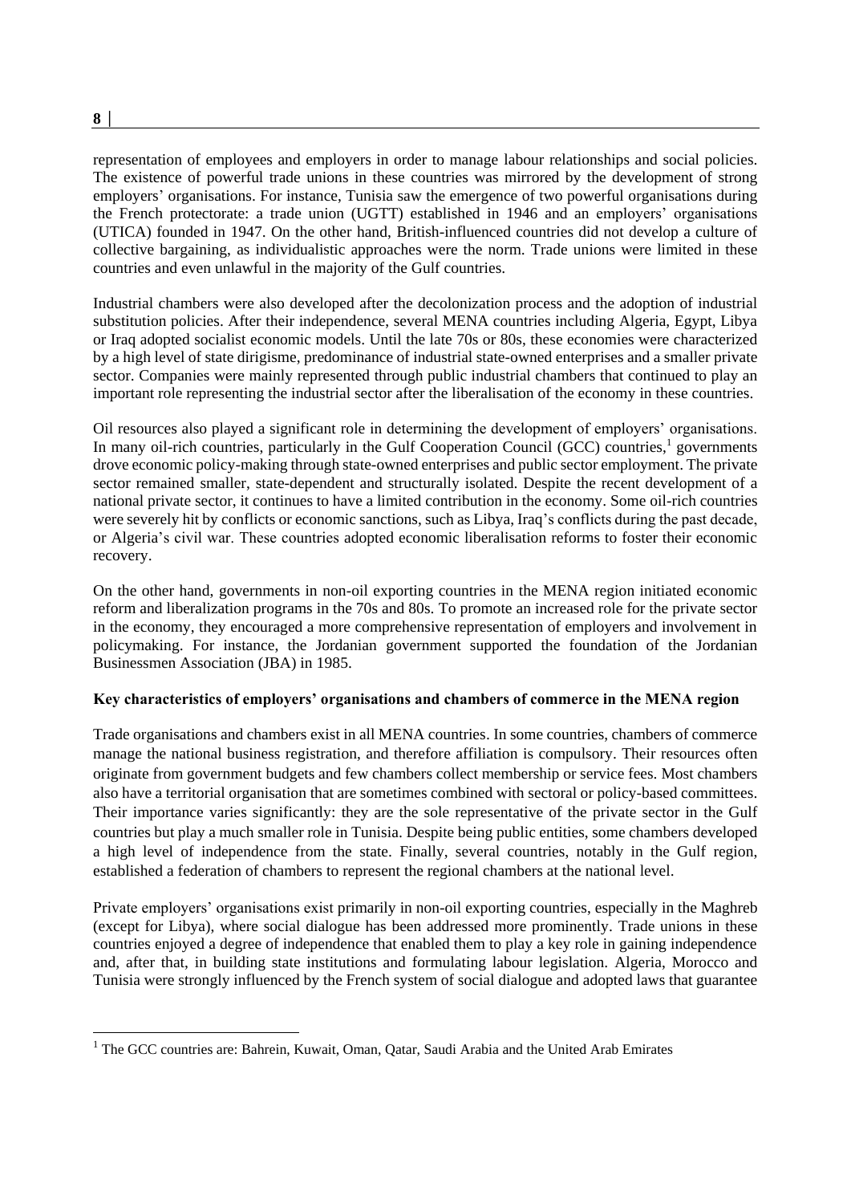representation of employees and employers in order to manage labour relationships and social policies. The existence of powerful trade unions in these countries was mirrored by the development of strong employers' organisations. For instance, Tunisia saw the emergence of two powerful organisations during the French protectorate: a trade union (UGTT) established in 1946 and an employers' organisations (UTICA) founded in 1947. On the other hand, British-influenced countries did not develop a culture of collective bargaining, as individualistic approaches were the norm. Trade unions were limited in these countries and even unlawful in the majority of the Gulf countries.

Industrial chambers were also developed after the decolonization process and the adoption of industrial substitution policies. After their independence, several MENA countries including Algeria, Egypt, Libya or Iraq adopted socialist economic models. Until the late 70s or 80s, these economies were characterized by a high level of state dirigisme, predominance of industrial state-owned enterprises and a smaller private sector. Companies were mainly represented through public industrial chambers that continued to play an important role representing the industrial sector after the liberalisation of the economy in these countries.

Oil resources also played a significant role in determining the development of employers' organisations. In many oil-rich countries, particularly in the Gulf Cooperation Council (GCC) countries,[1] governments drove economic policy-making through state-owned enterprises and public sector employment. The private sector remained smaller, state-dependent and structurally isolated. Despite the recent development of a national private sector, it continues to have a limited contribution in the economy. Some oil-rich countries were severely hit by conflicts or economic sanctions, such as Libya, Iraq's conflicts during the past decade, or Algeria's civil war. These countries adopted economic liberalisation reforms to foster their economic recovery.

On the other hand, governments in non-oil exporting countries in the MENA region initiated economic reform and liberalization programs in the 70s and 80s. To promote an increased role for the private sector in the economy, they encouraged a more comprehensive representation of employers and involvement in policymaking. For instance, the Jordanian government supported the foundation of the Jordanian Businessmen Association (JBA) in 1985.

**Key characteristics of employers' organisations and chambers of commerce in the MENA region**

Trade organisations and chambers exist in all MENA countries. In some countries, chambers of commerce manage the national business registration, and therefore affiliation is compulsory. Their resources often originate from government budgets and few chambers collect membership or service fees. Most chambers also have a territorial organisation that are sometimes combined with sectoral or policy-based committees. Their importance varies significantly: they are the sole representative of the private sector in the Gulf countries but play a much smaller role in Tunisia. Despite being public entities, some chambers developed a high level of independence from the state. Finally, several countries, notably in the Gulf region, established a federation of chambers to represent the regional chambers at the national level.

Private employers' organisations exist primarily in non-oil exporting countries, especially in the Maghreb (except for Libya), where social dialogue has been addressed more prominently. Trade unions in these countries enjoyed a degree of independence that enabled them to play a key role in gaining independence and, after that, in building state institutions and formulating labour legislation. Algeria, Morocco and Tunisia were strongly influenced by the French system of social dialogue and adopted laws that guarantee

[1] The GCC countries are: Bahrein, Kuwait, Oman, Qatar, Saudi Arabia and the United Arab Emirates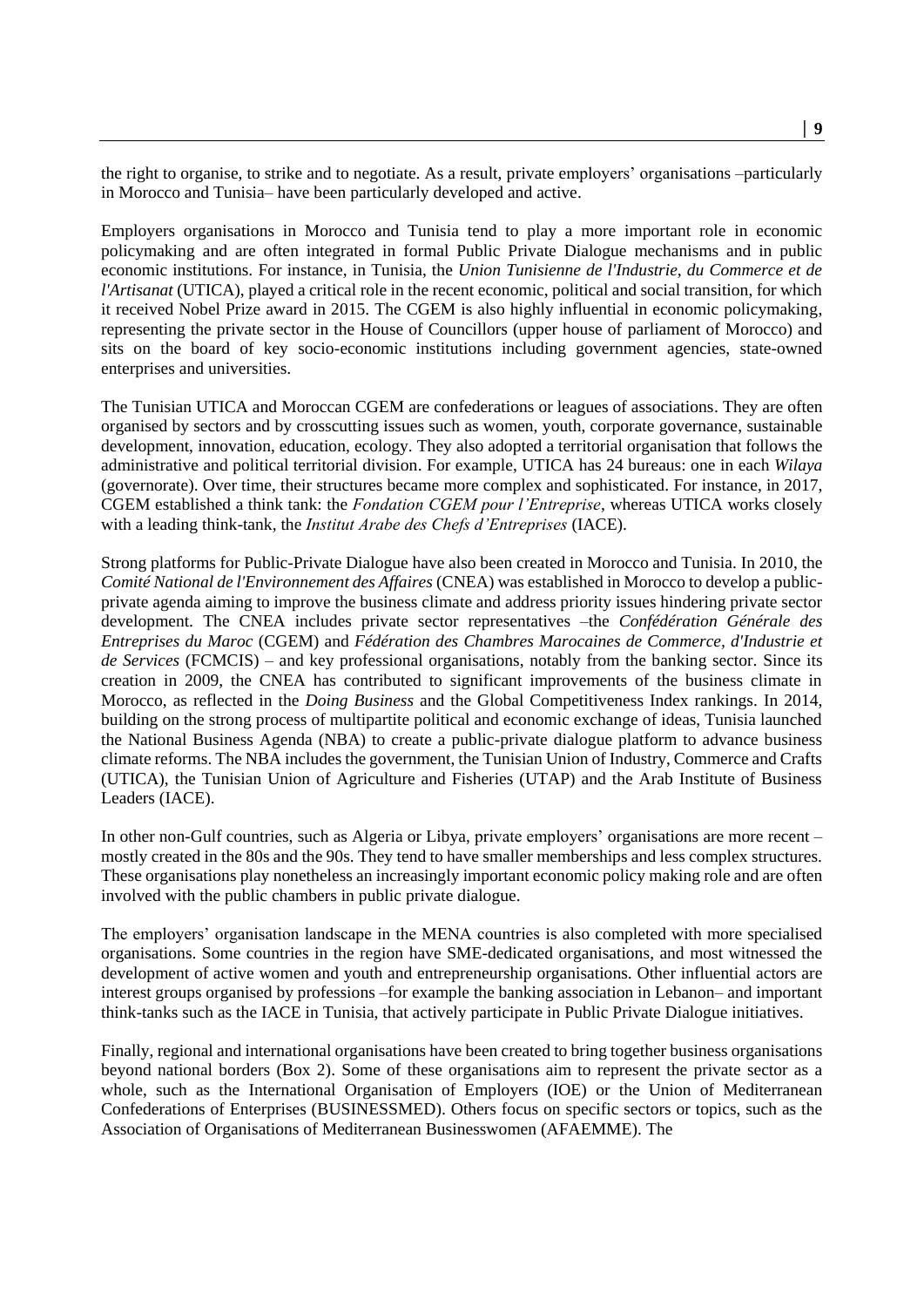the right to organise, to strike and to negotiate. As a result, private employers' organisations –particularly in Morocco and Tunisia– have been particularly developed and active.

Employers organisations in Morocco and Tunisia tend to play a more important role in economic policymaking and are often integrated in formal Public Private Dialogue mechanisms and in public economic institutions. For instance, in Tunisia, the *Union Tunisienne de l'Industrie, du Commerce et de l'Artisanat* (UTICA), played a critical role in the recent economic, political and social transition, for which it received Nobel Prize award in 2015. The CGEM is also highly influential in economic policymaking, representing the private sector in the House of Councillors (upper house of parliament of Morocco) and sits on the board of key socio-economic institutions including government agencies, state-owned enterprises and universities.

The Tunisian UTICA and Moroccan CGEM are confederations or leagues of associations. They are often organised by sectors and by crosscutting issues such as women, youth, corporate governance, sustainable development, innovation, education, ecology. They also adopted a territorial organisation that follows the administrative and political territorial division. For example, UTICA has 24 bureaus: one in each *Wilaya* (governorate). Over time, their structures became more complex and sophisticated. For instance, in 2017, CGEM established a think tank: the *Fondation CGEM pour l'Entreprise*, whereas UTICA works closely with a leading think-tank, the *Institut Arabe des Chefs d'Entreprises* (IACE).

Strong platforms for Public-Private Dialogue have also been created in Morocco and Tunisia. In 2010, the *Comité National de l'Environnement des Affaires* (CNEA) was established in Morocco to develop a public-private agenda aiming to improve the business climate and address priority issues hindering private sector development. The CNEA includes private sector representatives –the *Confédération Générale des Entreprises du Maroc* (CGEM) and *Fédération des Chambres Marocaines de Commerce, d'Industrie et de Services* (FCMCIS) – and key professional organisations, notably from the banking sector. Since its creation in 2009, the CNEA has contributed to significant improvements of the business climate in Morocco, as reflected in the *Doing Business* and the Global Competitiveness Index rankings. In 2014, building on the strong process of multipartite political and economic exchange of ideas, Tunisia launched the National Business Agenda (NBA) to create a public-private dialogue platform to advance business climate reforms. The NBA includes the government, the Tunisian Union of Industry, Commerce and Crafts (UTICA), the Tunisian Union of Agriculture and Fisheries (UTAP) and the Arab Institute of Business Leaders (IACE).

In other non-Gulf countries, such as Algeria or Libya, private employers' organisations are more recent – mostly created in the 80s and the 90s. They tend to have smaller memberships and less complex structures. These organisations play nonetheless an increasingly important economic policy making role and are often involved with the public chambers in public private dialogue.

The employers' organisation landscape in the MENA countries is also completed with more specialised organisations. Some countries in the region have SME-dedicated organisations, and most witnessed the development of active women and youth and entrepreneurship organisations. Other influential actors are interest groups organised by professions –for example the banking association in Lebanon– and important think-tanks such as the IACE in Tunisia, that actively participate in Public Private Dialogue initiatives.

Finally, regional and international organisations have been created to bring together business organisations beyond national borders (Box 2). Some of these organisations aim to represent the private sector as a whole, such as the International Organisation of Employers (IOE) or the Union of Mediterranean Confederations of Enterprises (BUSINESSMED). Others focus on specific sectors or topics, such as the Association of Organisations of Mediterranean Businesswomen (AFAEMME). The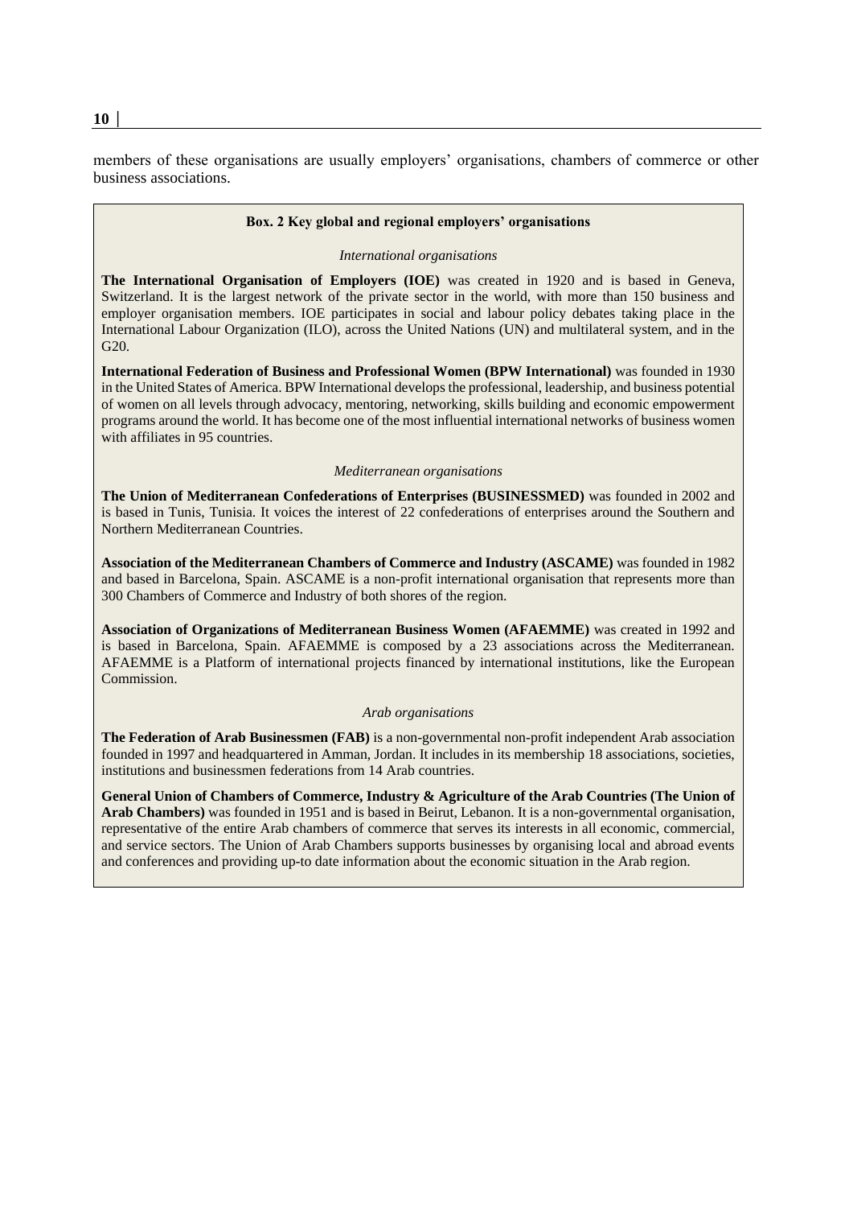members of these organisations are usually employers' organisations, chambers of commerce or other business associations.

**Box. 2 Key global and regional employers' organisations**

*International organisations*

**The International Organisation of Employers (IOE)** was created in 1920 and is based in Geneva, Switzerland. It is the largest network of the private sector in the world, with more than 150 business and employer organisation members. IOE participates in social and labour policy debates taking place in the International Labour Organization (ILO), across the United Nations (UN) and multilateral system, and in the G20.

**International Federation of Business and Professional Women (BPW International)** was founded in 1930 in the United States of America. BPW International develops the professional, leadership, and business potential of women on all levels through advocacy, mentoring, networking, skills building and economic empowerment programs around the world. It has become one of the most influential international networks of business women with affiliates in 95 countries.

*Mediterranean organisations*

**The Union of Mediterranean Confederations of Enterprises (BUSINESSMED)** was founded in 2002 and is based in Tunis, Tunisia. It voices the interest of 22 confederations of enterprises around the Southern and Northern Mediterranean Countries.

**Association of the Mediterranean Chambers of Commerce and Industry (ASCAME)** was founded in 1982 and based in Barcelona, Spain. ASCAME is a non-profit international organisation that represents more than 300 Chambers of Commerce and Industry of both shores of the region.

**Association of Organizations of Mediterranean Business Women (AFAEMME)** was created in 1992 and is based in Barcelona, Spain. AFAEMME is composed by a 23 associations across the Mediterranean. AFAEMME is a Platform of international projects financed by international institutions, like the European Commission.

*Arab organisations*

**The Federation of Arab Businessmen (FAB)** is a non-governmental non-profit independent Arab association founded in 1997 and headquartered in Amman, Jordan. It includes in its membership 18 associations, societies, institutions and businessmen federations from 14 Arab countries.

**General Union of Chambers of Commerce, Industry & Agriculture of the Arab Countries (The Union of Arab Chambers)** was founded in 1951 and is based in Beirut, Lebanon. It is a non-governmental organisation, representative of the entire Arab chambers of commerce that serves its interests in all economic, commercial, and service sectors. The Union of Arab Chambers supports businesses by organising local and abroad events and conferences and providing up-to date information about the economic situation in the Arab region.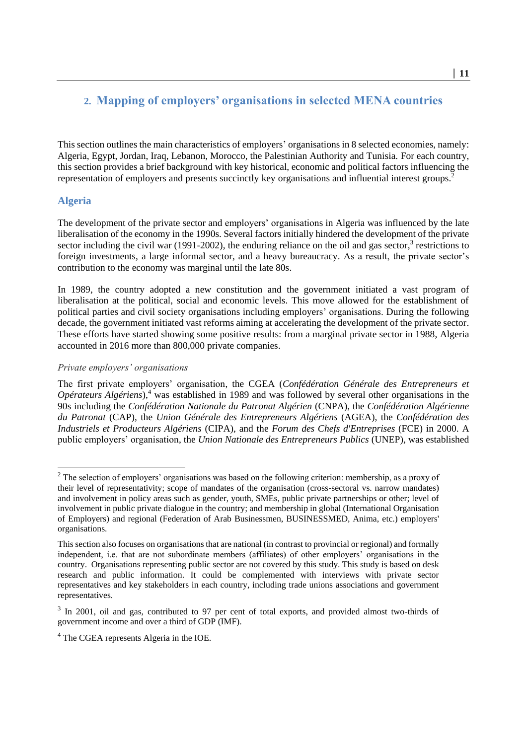## 2. Mapping of employers' organisations in selected MENA countries

This section outlines the main characteristics of employers' organisations in 8 selected economies, namely: Algeria, Egypt, Jordan, Iraq, Lebanon, Morocco, the Palestinian Authority and Tunisia. For each country, this section provides a brief background with key historical, economic and political factors influencing the representation of employers and presents succinctly key organisations and influential interest groups.[2]

### Algeria

The development of the private sector and employers' organisations in Algeria was influenced by the late liberalisation of the economy in the 1990s. Several factors initially hindered the development of the private sector including the civil war (1991-2002), the enduring reliance on the oil and gas sector,[3] restrictions to foreign investments, a large informal sector, and a heavy bureaucracy. As a result, the private sector's contribution to the economy was marginal until the late 80s.

In 1989, the country adopted a new constitution and the government initiated a vast program of liberalisation at the political, social and economic levels. This move allowed for the establishment of political parties and civil society organisations including employers' organisations. During the following decade, the government initiated vast reforms aiming at accelerating the development of the private sector. These efforts have started showing some positive results: from a marginal private sector in 1988, Algeria accounted in 2016 more than 800,000 private companies.

*Private employers' organisations*

The first private employers' organisation, the CGEA (*Confédération Générale des Entrepreneurs et Opérateurs Algériens*),[4] was established in 1989 and was followed by several other organisations in the 90s including the *Confédération Nationale du Patronat Algérien* (CNPA), the *Confédération Algérienne du Patronat* (CAP), the *Union Générale des Entrepreneurs Algériens* (AGEA), the *Confédération des Industriels et Producteurs Algériens* (CIPA), and the *Forum des Chefs d'Entreprises* (FCE) in 2000. A public employers' organisation, the *Union Nationale des Entrepreneurs Publics* (UNEP), was established

---

[2] The selection of employers' organisations was based on the following criterion: membership, as a proxy of their level of representativity; scope of mandates of the organisation (cross-sectoral vs. narrow mandates) and involvement in policy areas such as gender, youth, SMEs, public private partnerships or other; level of involvement in public private dialogue in the country; and membership in global (International Organisation of Employers) and regional (Federation of Arab Businessmen, BUSINESSMED, Anima, etc.) employers' organisations.

This section also focuses on organisations that are national (in contrast to provincial or regional) and formally independent, i.e. that are not subordinate members (affiliates) of other employers' organisations in the country. Organisations representing public sector are not covered by this study. This study is based on desk research and public information. It could be complemented with interviews with private sector representatives and key stakeholders in each country, including trade unions associations and government representatives.

[3] In 2001, oil and gas, contributed to 97 per cent of total exports, and provided almost two-thirds of government income and over a third of GDP (IMF).

[4] The CGEA represents Algeria in the IOE.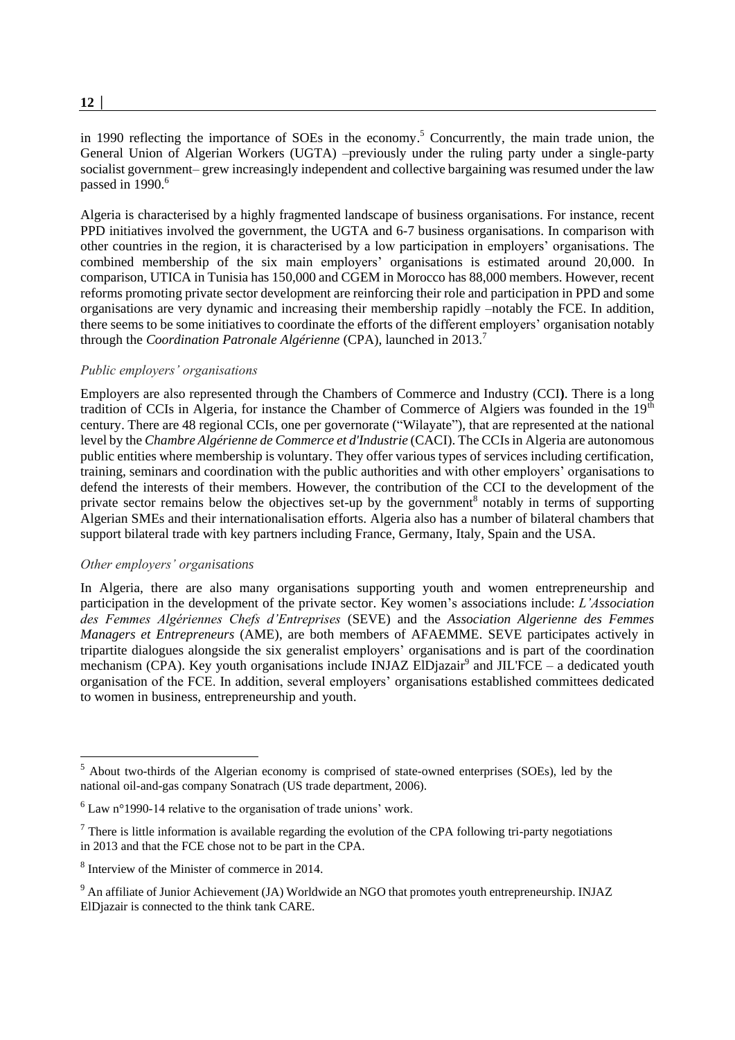in 1990 reflecting the importance of SOEs in the economy.[5] Concurrently, the main trade union, the General Union of Algerian Workers (UGTA) –previously under the ruling party under a single-party socialist government– grew increasingly independent and collective bargaining was resumed under the law passed in 1990.[6]

Algeria is characterised by a highly fragmented landscape of business organisations. For instance, recent PPD initiatives involved the government, the UGTA and 6-7 business organisations. In comparison with other countries in the region, it is characterised by a low participation in employers' organisations. The combined membership of the six main employers' organisations is estimated around 20,000. In comparison, UTICA in Tunisia has 150,000 and CGEM in Morocco has 88,000 members. However, recent reforms promoting private sector development are reinforcing their role and participation in PPD and some organisations are very dynamic and increasing their membership rapidly –notably the FCE. In addition, there seems to be some initiatives to coordinate the efforts of the different employers' organisation notably through the *Coordination Patronale Algérienne* (CPA), launched in 2013.[7]

*Public employers' organisations*

Employers are also represented through the Chambers of Commerce and Industry (CCI**)**. There is a long tradition of CCIs in Algeria, for instance the Chamber of Commerce of Algiers was founded in the 19th century. There are 48 regional CCIs, one per governorate ("Wilayate"), that are represented at the national level by the *Chambre Algérienne de Commerce et d'Industrie* (CACI). The CCIs in Algeria are autonomous public entities where membership is voluntary. They offer various types of services including certification, training, seminars and coordination with the public authorities and with other employers' organisations to defend the interests of their members. However, the contribution of the CCI to the development of the private sector remains below the objectives set-up by the government[8] notably in terms of supporting Algerian SMEs and their internationalisation efforts. Algeria also has a number of bilateral chambers that support bilateral trade with key partners including France, Germany, Italy, Spain and the USA.

*Other employers' organisations*

In Algeria, there are also many organisations supporting youth and women entrepreneurship and participation in the development of the private sector. Key women's associations include: *L'Association des Femmes Algériennes Chefs d'Entreprises* (SEVE) and the *Association Algerienne des Femmes Managers et Entrepreneurs* (AME), are both members of AFAEMME. SEVE participates actively in tripartite dialogues alongside the six generalist employers' organisations and is part of the coordination mechanism (CPA). Key youth organisations include INJAZ ElDjazair[9] and JIL'FCE – a dedicated youth organisation of the FCE. In addition, several employers' organisations established committees dedicated to women in business, entrepreneurship and youth.

---

[5] About two-thirds of the Algerian economy is comprised of state-owned enterprises (SOEs), led by the national oil-and-gas company Sonatrach (US trade department, 2006).

[6] Law n°1990-14 relative to the organisation of trade unions' work.

[7] There is little information is available regarding the evolution of the CPA following tri-party negotiations in 2013 and that the FCE chose not to be part in the CPA.

[8] Interview of the Minister of commerce in 2014.

[9] An affiliate of Junior Achievement (JA) Worldwide an NGO that promotes youth entrepreneurship. INJAZ ElDjazair is connected to the think tank CARE.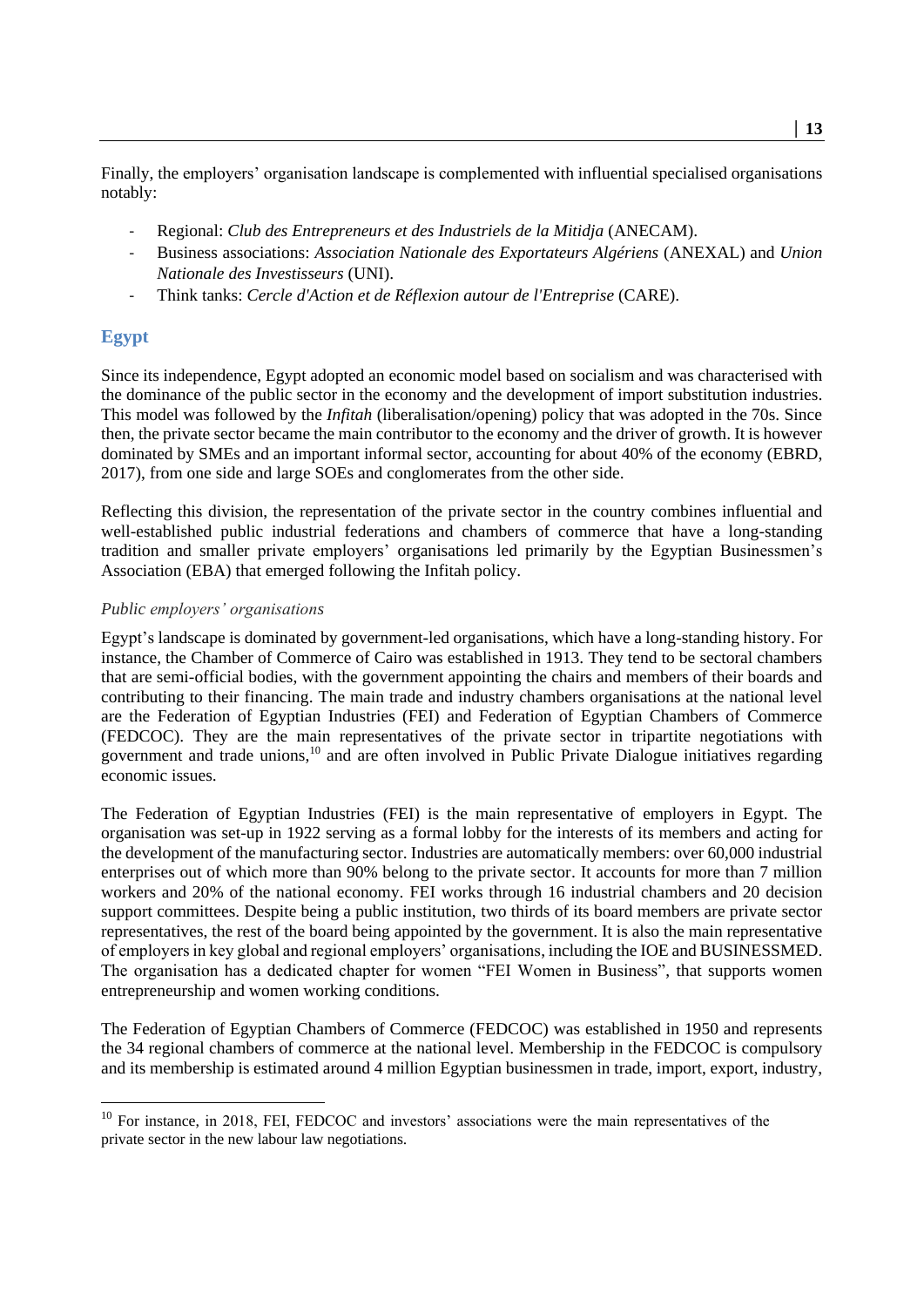Finally, the employers' organisation landscape is complemented with influential specialised organisations notably:

- Regional: *Club des Entrepreneurs et des Industriels de la Mitidja* (ANECAM).
- Business associations: *Association Nationale des Exportateurs Algériens* (ANEXAL) and *Union Nationale des Investisseurs* (UNI).
- Think tanks: *Cercle d'Action et de Réflexion autour de l'Entreprise* (CARE).

## Egypt

Since its independence, Egypt adopted an economic model based on socialism and was characterised with the dominance of the public sector in the economy and the development of import substitution industries. This model was followed by the *Infitah* (liberalisation/opening) policy that was adopted in the 70s. Since then, the private sector became the main contributor to the economy and the driver of growth. It is however dominated by SMEs and an important informal sector, accounting for about 40% of the economy (EBRD, 2017), from one side and large SOEs and conglomerates from the other side.

Reflecting this division, the representation of the private sector in the country combines influential and well-established public industrial federations and chambers of commerce that have a long-standing tradition and smaller private employers' organisations led primarily by the Egyptian Businessmen's Association (EBA) that emerged following the Infitah policy.

### *Public employers' organisations*

Egypt's landscape is dominated by government-led organisations, which have a long-standing history. For instance, the Chamber of Commerce of Cairo was established in 1913. They tend to be sectoral chambers that are semi-official bodies, with the government appointing the chairs and members of their boards and contributing to their financing. The main trade and industry chambers organisations at the national level are the Federation of Egyptian Industries (FEI) and Federation of Egyptian Chambers of Commerce (FEDCOC). They are the main representatives of the private sector in tripartite negotiations with government and trade unions,[10] and are often involved in Public Private Dialogue initiatives regarding economic issues.

The Federation of Egyptian Industries (FEI) is the main representative of employers in Egypt. The organisation was set-up in 1922 serving as a formal lobby for the interests of its members and acting for the development of the manufacturing sector. Industries are automatically members: over 60,000 industrial enterprises out of which more than 90% belong to the private sector. It accounts for more than 7 million workers and 20% of the national economy. FEI works through 16 industrial chambers and 20 decision support committees. Despite being a public institution, two thirds of its board members are private sector representatives, the rest of the board being appointed by the government. It is also the main representative of employers in key global and regional employers' organisations, including the IOE and BUSINESSMED. The organisation has a dedicated chapter for women "FEI Women in Business", that supports women entrepreneurship and women working conditions.

The Federation of Egyptian Chambers of Commerce (FEDCOC) was established in 1950 and represents the 34 regional chambers of commerce at the national level. Membership in the FEDCOC is compulsory and its membership is estimated around 4 million Egyptian businessmen in trade, import, export, industry,

[10] For instance, in 2018, FEI, FEDCOC and investors' associations were the main representatives of the private sector in the new labour law negotiations.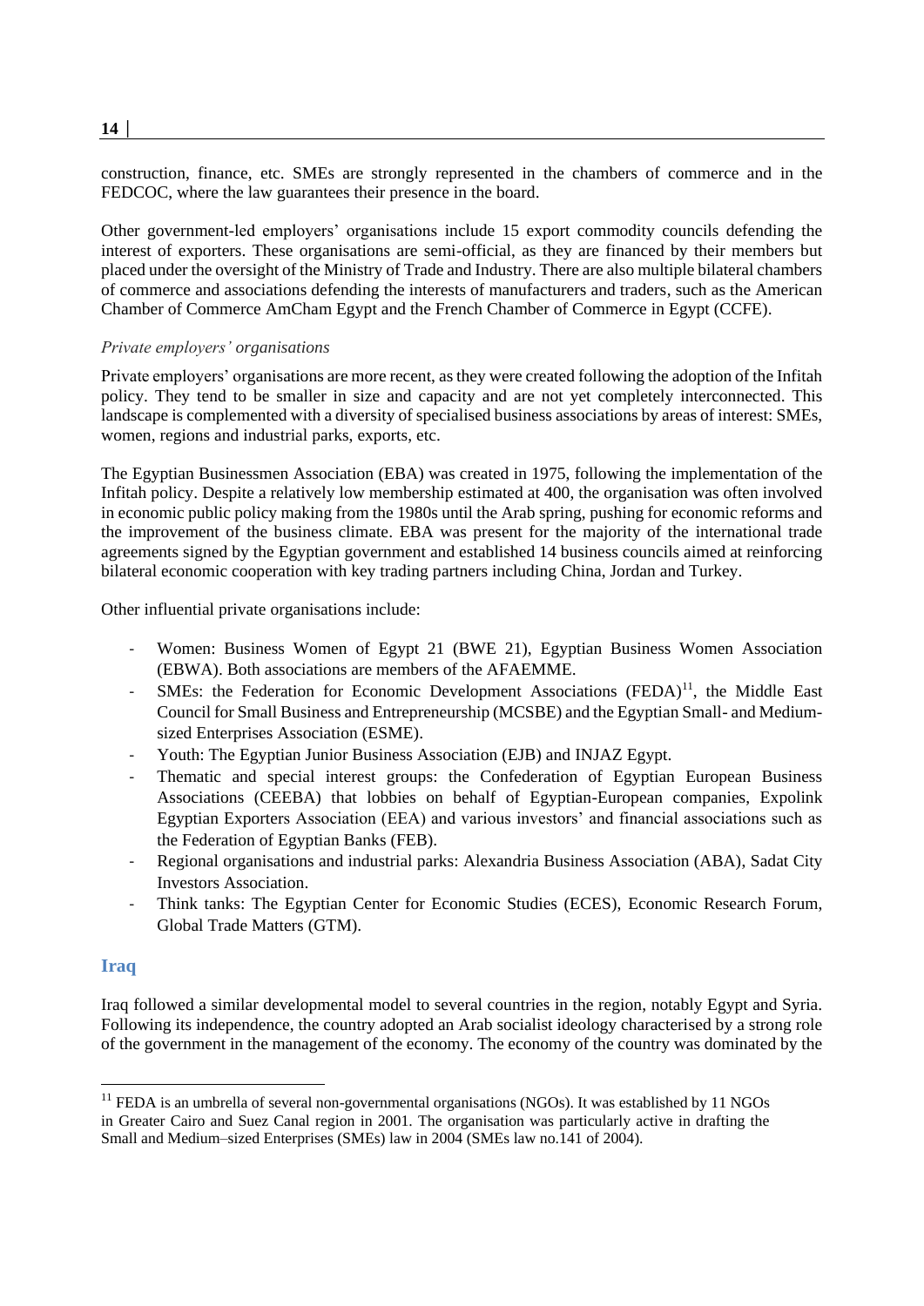construction, finance, etc. SMEs are strongly represented in the chambers of commerce and in the FEDCOC, where the law guarantees their presence in the board.

Other government-led employers' organisations include 15 export commodity councils defending the interest of exporters. These organisations are semi-official, as they are financed by their members but placed under the oversight of the Ministry of Trade and Industry. There are also multiple bilateral chambers of commerce and associations defending the interests of manufacturers and traders, such as the American Chamber of Commerce AmCham Egypt and the French Chamber of Commerce in Egypt (CCFE).

*Private employers' organisations*

Private employers' organisations are more recent, as they were created following the adoption of the Infitah policy. They tend to be smaller in size and capacity and are not yet completely interconnected. This landscape is complemented with a diversity of specialised business associations by areas of interest: SMEs, women, regions and industrial parks, exports, etc.

The Egyptian Businessmen Association (EBA) was created in 1975, following the implementation of the Infitah policy. Despite a relatively low membership estimated at 400, the organisation was often involved in economic public policy making from the 1980s until the Arab spring, pushing for economic reforms and the improvement of the business climate. EBA was present for the majority of the international trade agreements signed by the Egyptian government and established 14 business councils aimed at reinforcing bilateral economic cooperation with key trading partners including China, Jordan and Turkey.

Other influential private organisations include:

- Women: Business Women of Egypt 21 (BWE 21), Egyptian Business Women Association (EBWA). Both associations are members of the AFAEMME.
- SMEs: the Federation for Economic Development Associations (FEDA)[11], the Middle East Council for Small Business and Entrepreneurship (MCSBE) and the Egyptian Small- and Medium-sized Enterprises Association (ESME).
- Youth: The Egyptian Junior Business Association (EJB) and INJAZ Egypt.
- Thematic and special interest groups: the Confederation of Egyptian European Business Associations (CEEBA) that lobbies on behalf of Egyptian-European companies, Expolink Egyptian Exporters Association (EEA) and various investors' and financial associations such as the Federation of Egyptian Banks (FEB).
- Regional organisations and industrial parks: Alexandria Business Association (ABA), Sadat City Investors Association.
- Think tanks: The Egyptian Center for Economic Studies (ECES), Economic Research Forum, Global Trade Matters (GTM).

## Iraq

Iraq followed a similar developmental model to several countries in the region, notably Egypt and Syria. Following its independence, the country adopted an Arab socialist ideology characterised by a strong role of the government in the management of the economy. The economy of the country was dominated by the

[11] FEDA is an umbrella of several non-governmental organisations (NGOs). It was established by 11 NGOs in Greater Cairo and Suez Canal region in 2001. The organisation was particularly active in drafting the Small and Medium–sized Enterprises (SMEs) law in 2004 (SMEs law no.141 of 2004).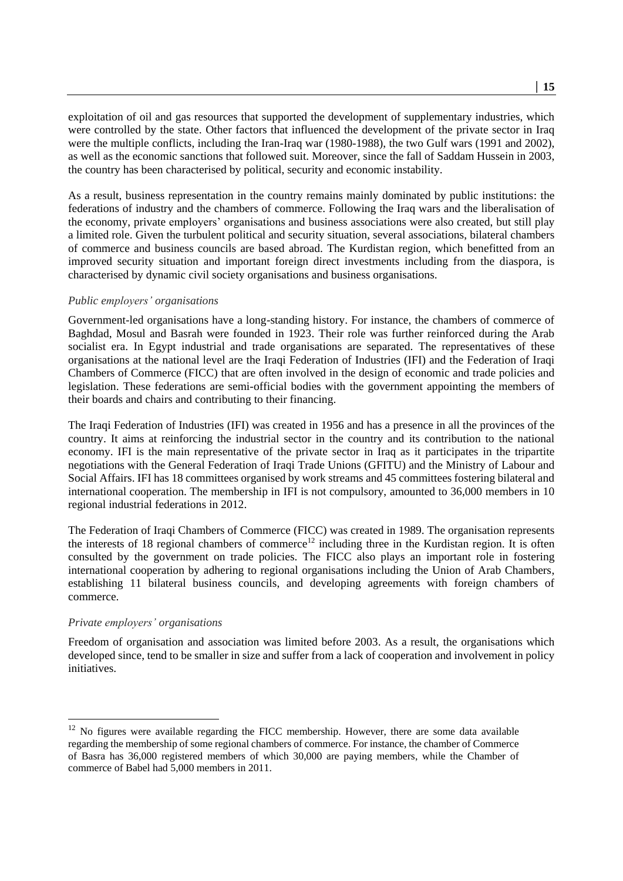exploitation of oil and gas resources that supported the development of supplementary industries, which were controlled by the state. Other factors that influenced the development of the private sector in Iraq were the multiple conflicts, including the Iran-Iraq war (1980-1988), the two Gulf wars (1991 and 2002), as well as the economic sanctions that followed suit. Moreover, since the fall of Saddam Hussein in 2003, the country has been characterised by political, security and economic instability.

As a result, business representation in the country remains mainly dominated by public institutions: the federations of industry and the chambers of commerce. Following the Iraq wars and the liberalisation of the economy, private employers' organisations and business associations were also created, but still play a limited role. Given the turbulent political and security situation, several associations, bilateral chambers of commerce and business councils are based abroad. The Kurdistan region, which benefitted from an improved security situation and important foreign direct investments including from the diaspora, is characterised by dynamic civil society organisations and business organisations.

*Public employers' organisations*

Government-led organisations have a long-standing history. For instance, the chambers of commerce of Baghdad, Mosul and Basrah were founded in 1923. Their role was further reinforced during the Arab socialist era. In Egypt industrial and trade organisations are separated. The representatives of these organisations at the national level are the Iraqi Federation of Industries (IFI) and the Federation of Iraqi Chambers of Commerce (FICC) that are often involved in the design of economic and trade policies and legislation. These federations are semi-official bodies with the government appointing the members of their boards and chairs and contributing to their financing.

The Iraqi Federation of Industries (IFI) was created in 1956 and has a presence in all the provinces of the country. It aims at reinforcing the industrial sector in the country and its contribution to the national economy. IFI is the main representative of the private sector in Iraq as it participates in the tripartite negotiations with the General Federation of Iraqi Trade Unions (GFITU) and the Ministry of Labour and Social Affairs. IFI has 18 committees organised by work streams and 45 committees fostering bilateral and international cooperation. The membership in IFI is not compulsory, amounted to 36,000 members in 10 regional industrial federations in 2012.

The Federation of Iraqi Chambers of Commerce (FICC) was created in 1989. The organisation represents the interests of 18 regional chambers of commerce[12] including three in the Kurdistan region. It is often consulted by the government on trade policies. The FICC also plays an important role in fostering international cooperation by adhering to regional organisations including the Union of Arab Chambers, establishing 11 bilateral business councils, and developing agreements with foreign chambers of commerce.

*Private employers' organisations*

Freedom of organisation and association was limited before 2003. As a result, the organisations which developed since, tend to be smaller in size and suffer from a lack of cooperation and involvement in policy initiatives.

[12] No figures were available regarding the FICC membership. However, there are some data available regarding the membership of some regional chambers of commerce. For instance, the chamber of Commerce of Basra has 36,000 registered members of which 30,000 are paying members, while the Chamber of commerce of Babel had 5,000 members in 2011.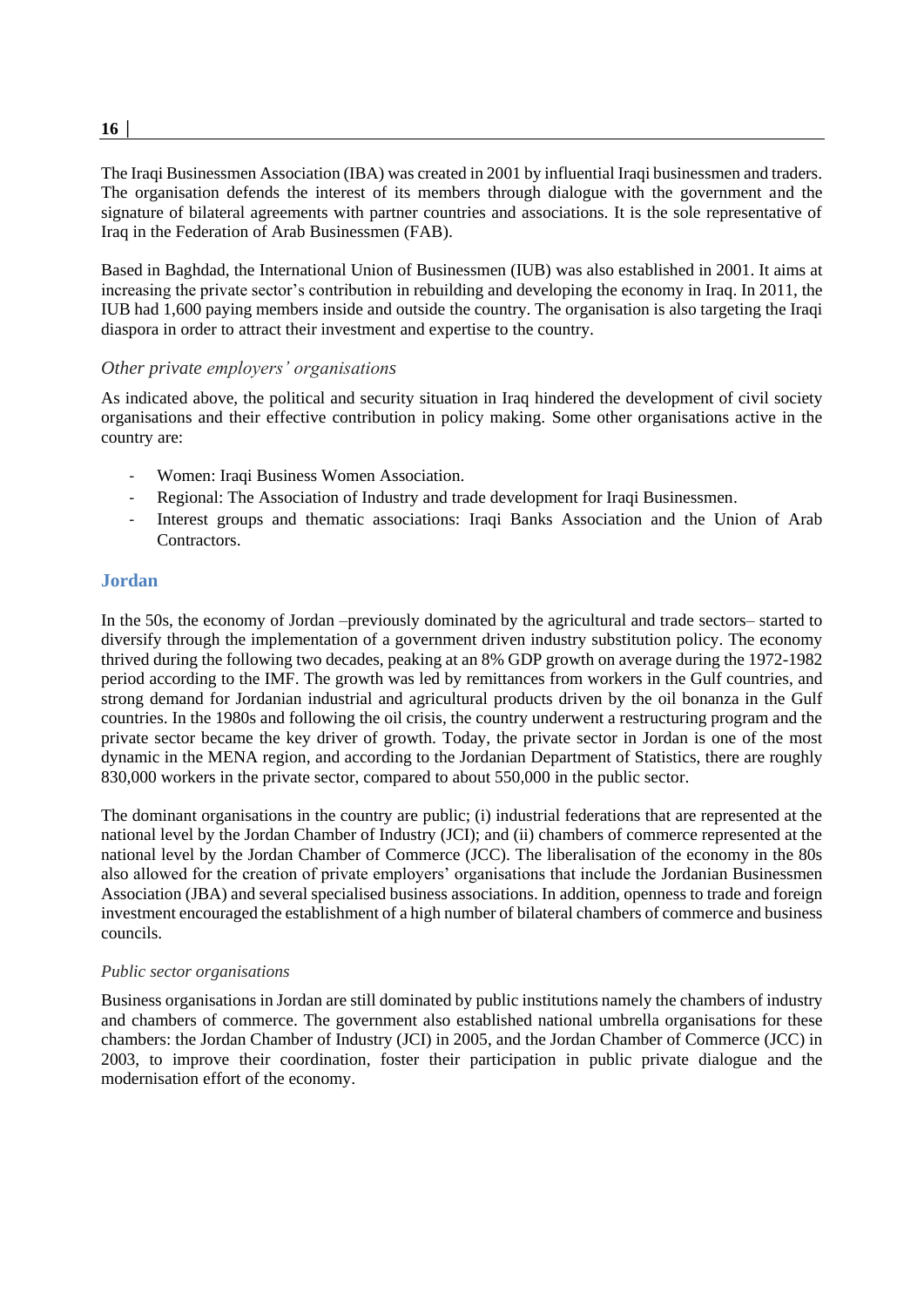The Iraqi Businessmen Association (IBA) was created in 2001 by influential Iraqi businessmen and traders. The organisation defends the interest of its members through dialogue with the government and the signature of bilateral agreements with partner countries and associations. It is the sole representative of Iraq in the Federation of Arab Businessmen (FAB).

Based in Baghdad, the International Union of Businessmen (IUB) was also established in 2001. It aims at increasing the private sector's contribution in rebuilding and developing the economy in Iraq. In 2011, the IUB had 1,600 paying members inside and outside the country. The organisation is also targeting the Iraqi diaspora in order to attract their investment and expertise to the country.

#### *Other private employers' organisations*

As indicated above, the political and security situation in Iraq hindered the development of civil society organisations and their effective contribution in policy making. Some other organisations active in the country are:

- Women: Iraqi Business Women Association.
- Regional: The Association of Industry and trade development for Iraqi Businessmen.
- Interest groups and thematic associations: Iraqi Banks Association and the Union of Arab Contractors.

### Jordan

In the 50s, the economy of Jordan –previously dominated by the agricultural and trade sectors– started to diversify through the implementation of a government driven industry substitution policy. The economy thrived during the following two decades, peaking at an 8% GDP growth on average during the 1972-1982 period according to the IMF. The growth was led by remittances from workers in the Gulf countries, and strong demand for Jordanian industrial and agricultural products driven by the oil bonanza in the Gulf countries. In the 1980s and following the oil crisis, the country underwent a restructuring program and the private sector became the key driver of growth. Today, the private sector in Jordan is one of the most dynamic in the MENA region, and according to the Jordanian Department of Statistics, there are roughly 830,000 workers in the private sector, compared to about 550,000 in the public sector.

The dominant organisations in the country are public; (i) industrial federations that are represented at the national level by the Jordan Chamber of Industry (JCI); and (ii) chambers of commerce represented at the national level by the Jordan Chamber of Commerce (JCC). The liberalisation of the economy in the 80s also allowed for the creation of private employers' organisations that include the Jordanian Businessmen Association (JBA) and several specialised business associations. In addition, openness to trade and foreign investment encouraged the establishment of a high number of bilateral chambers of commerce and business councils.

#### *Public sector organisations*

Business organisations in Jordan are still dominated by public institutions namely the chambers of industry and chambers of commerce. The government also established national umbrella organisations for these chambers: the Jordan Chamber of Industry (JCI) in 2005, and the Jordan Chamber of Commerce (JCC) in 2003, to improve their coordination, foster their participation in public private dialogue and the modernisation effort of the economy.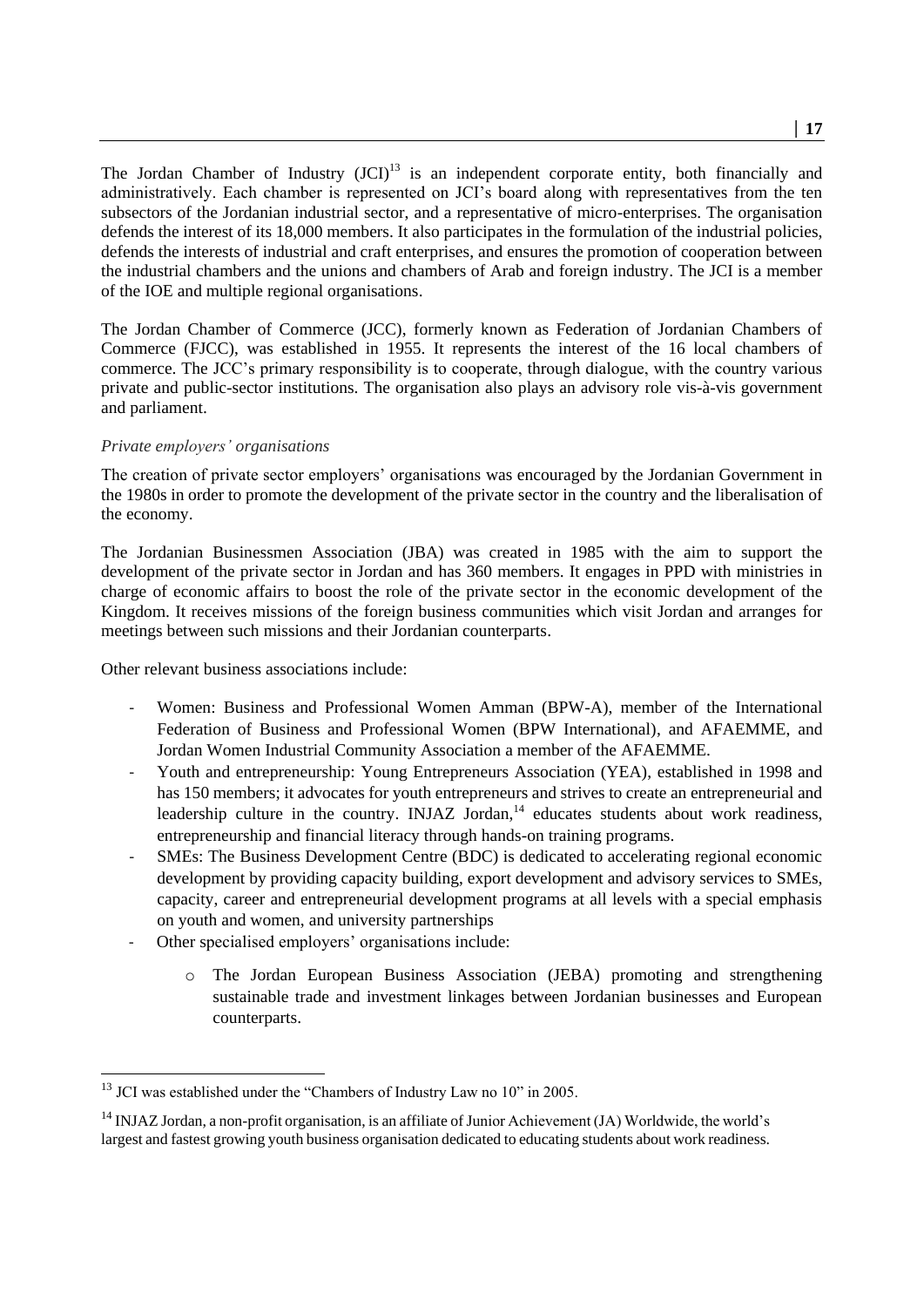The Jordan Chamber of Industry (JCI)[13] is an independent corporate entity, both financially and administratively. Each chamber is represented on JCI's board along with representatives from the ten subsectors of the Jordanian industrial sector, and a representative of micro-enterprises. The organisation defends the interest of its 18,000 members. It also participates in the formulation of the industrial policies, defends the interests of industrial and craft enterprises, and ensures the promotion of cooperation between the industrial chambers and the unions and chambers of Arab and foreign industry. The JCI is a member of the IOE and multiple regional organisations.

The Jordan Chamber of Commerce (JCC), formerly known as Federation of Jordanian Chambers of Commerce (FJCC), was established in 1955. It represents the interest of the 16 local chambers of commerce. The JCC's primary responsibility is to cooperate, through dialogue, with the country various private and public-sector institutions. The organisation also plays an advisory role vis-à-vis government and parliament.

*Private employers' organisations*

The creation of private sector employers' organisations was encouraged by the Jordanian Government in the 1980s in order to promote the development of the private sector in the country and the liberalisation of the economy.

The Jordanian Businessmen Association (JBA) was created in 1985 with the aim to support the development of the private sector in Jordan and has 360 members. It engages in PPD with ministries in charge of economic affairs to boost the role of the private sector in the economic development of the Kingdom. It receives missions of the foreign business communities which visit Jordan and arranges for meetings between such missions and their Jordanian counterparts.

Other relevant business associations include:

- Women: Business and Professional Women Amman (BPW-A), member of the International Federation of Business and Professional Women (BPW International), and AFAEMME, and Jordan Women Industrial Community Association a member of the AFAEMME.
- Youth and entrepreneurship: Young Entrepreneurs Association (YEA), established in 1998 and has 150 members; it advocates for youth entrepreneurs and strives to create an entrepreneurial and leadership culture in the country. INJAZ Jordan,[14] educates students about work readiness, entrepreneurship and financial literacy through hands-on training programs.
- SMEs: The Business Development Centre (BDC) is dedicated to accelerating regional economic development by providing capacity building, export development and advisory services to SMEs, capacity, career and entrepreneurial development programs at all levels with a special emphasis on youth and women, and university partnerships
- Other specialised employers' organisations include:
    - The Jordan European Business Association (JEBA) promoting and strengthening sustainable trade and investment linkages between Jordanian businesses and European counterparts.

[13] JCI was established under the "Chambers of Industry Law no 10" in 2005.

[14] INJAZ Jordan, a non-profit organisation, is an affiliate of Junior Achievement (JA) Worldwide, the world's largest and fastest growing youth business organisation dedicated to educating students about work readiness.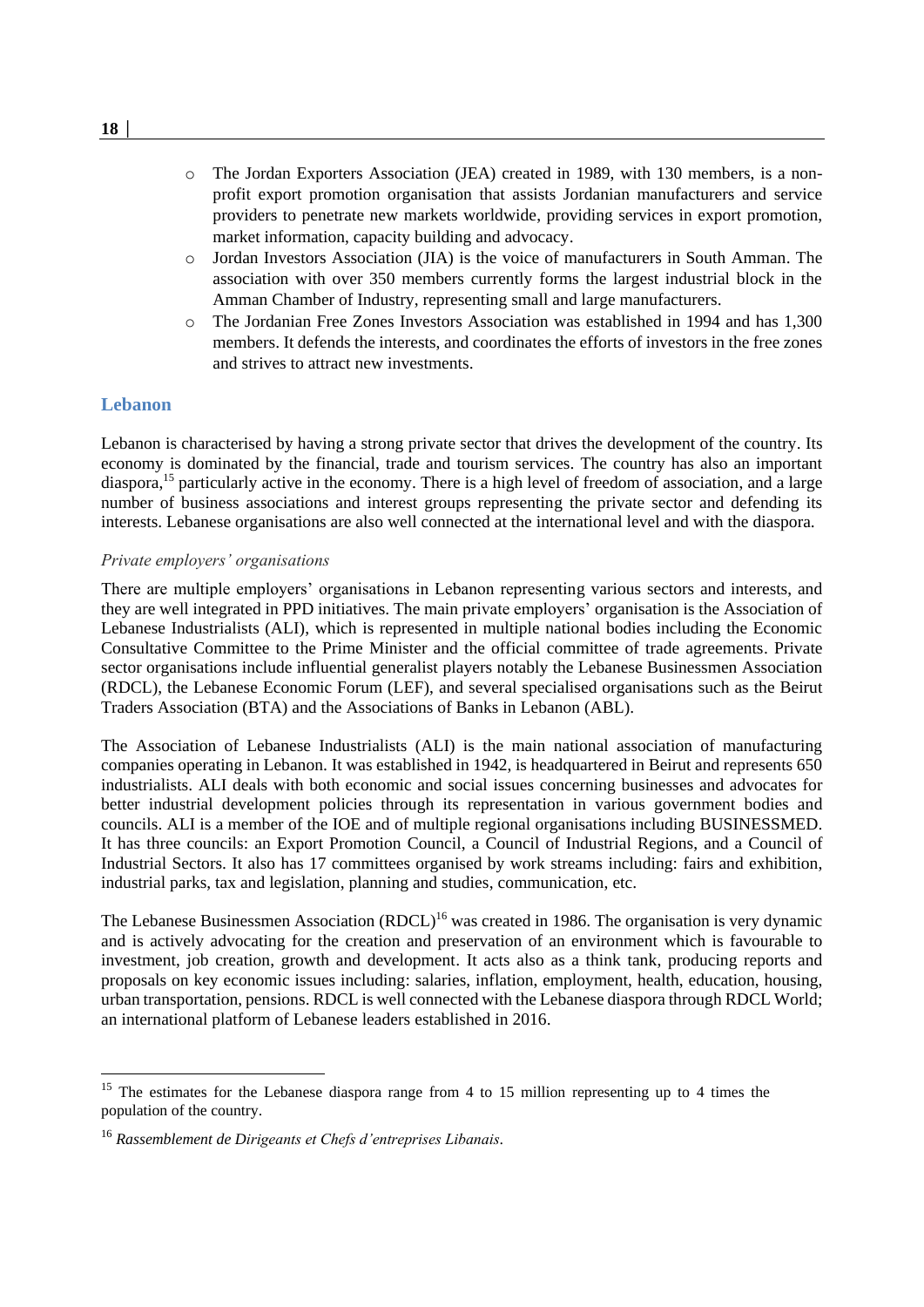- The Jordan Exporters Association (JEA) created in 1989, with 130 members, is a non-profit export promotion organisation that assists Jordanian manufacturers and service providers to penetrate new markets worldwide, providing services in export promotion, market information, capacity building and advocacy.
- Jordan Investors Association (JIA) is the voice of manufacturers in South Amman. The association with over 350 members currently forms the largest industrial block in the Amman Chamber of Industry, representing small and large manufacturers.
- The Jordanian Free Zones Investors Association was established in 1994 and has 1,300 members. It defends the interests, and coordinates the efforts of investors in the free zones and strives to attract new investments.

## Lebanon

Lebanon is characterised by having a strong private sector that drives the development of the country. Its economy is dominated by the financial, trade and tourism services. The country has also an important diaspora,[15] particularly active in the economy. There is a high level of freedom of association, and a large number of business associations and interest groups representing the private sector and defending its interests. Lebanese organisations are also well connected at the international level and with the diaspora.

### *Private employers' organisations*

There are multiple employers' organisations in Lebanon representing various sectors and interests, and they are well integrated in PPD initiatives. The main private employers' organisation is the Association of Lebanese Industrialists (ALI), which is represented in multiple national bodies including the Economic Consultative Committee to the Prime Minister and the official committee of trade agreements. Private sector organisations include influential generalist players notably the Lebanese Businessmen Association (RDCL), the Lebanese Economic Forum (LEF), and several specialised organisations such as the Beirut Traders Association (BTA) and the Associations of Banks in Lebanon (ABL).

The Association of Lebanese Industrialists (ALI) is the main national association of manufacturing companies operating in Lebanon. It was established in 1942, is headquartered in Beirut and represents 650 industrialists. ALI deals with both economic and social issues concerning businesses and advocates for better industrial development policies through its representation in various government bodies and councils. ALI is a member of the IOE and of multiple regional organisations including BUSINESSMED. It has three councils: an Export Promotion Council, a Council of Industrial Regions, and a Council of Industrial Sectors. It also has 17 committees organised by work streams including: fairs and exhibition, industrial parks, tax and legislation, planning and studies, communication, etc.

The Lebanese Businessmen Association (RDCL)[16] was created in 1986. The organisation is very dynamic and is actively advocating for the creation and preservation of an environment which is favourable to investment, job creation, growth and development. It acts also as a think tank, producing reports and proposals on key economic issues including: salaries, inflation, employment, health, education, housing, urban transportation, pensions. RDCL is well connected with the Lebanese diaspora through RDCL World; an international platform of Lebanese leaders established in 2016.

---

[15] The estimates for the Lebanese diaspora range from 4 to 15 million representing up to 4 times the population of the country.

[16] *Rassemblement de Dirigeants et Chefs d'entreprises Libanais*.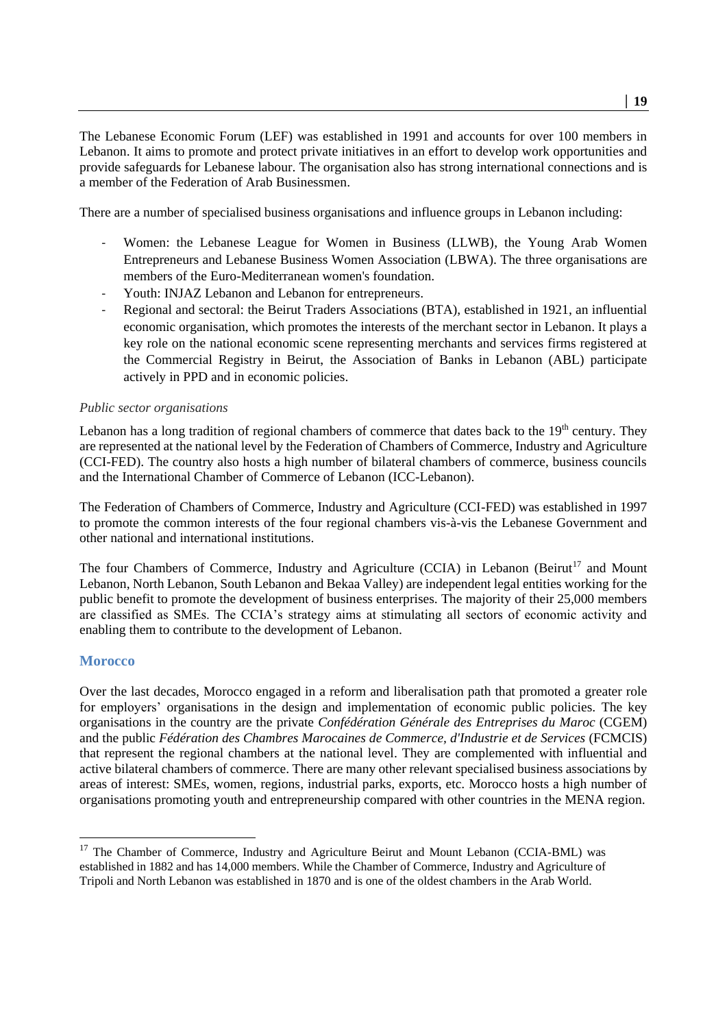The Lebanese Economic Forum (LEF) was established in 1991 and accounts for over 100 members in Lebanon. It aims to promote and protect private initiatives in an effort to develop work opportunities and provide safeguards for Lebanese labour. The organisation also has strong international connections and is a member of the Federation of Arab Businessmen.

There are a number of specialised business organisations and influence groups in Lebanon including:

- Women: the Lebanese League for Women in Business (LLWB), the Young Arab Women Entrepreneurs and Lebanese Business Women Association (LBWA). The three organisations are members of the Euro-Mediterranean women's foundation.
- Youth: INJAZ Lebanon and Lebanon for entrepreneurs.
- Regional and sectoral: the Beirut Traders Associations (BTA), established in 1921, an influential economic organisation, which promotes the interests of the merchant sector in Lebanon. It plays a key role on the national economic scene representing merchants and services firms registered at the Commercial Registry in Beirut, the Association of Banks in Lebanon (ABL) participate actively in PPD and in economic policies.

*Public sector organisations*

Lebanon has a long tradition of regional chambers of commerce that dates back to the 19th century. They are represented at the national level by the Federation of Chambers of Commerce, Industry and Agriculture (CCI-FED). The country also hosts a high number of bilateral chambers of commerce, business councils and the International Chamber of Commerce of Lebanon (ICC-Lebanon).

The Federation of Chambers of Commerce, Industry and Agriculture (CCI-FED) was established in 1997 to promote the common interests of the four regional chambers vis-à-vis the Lebanese Government and other national and international institutions.

The four Chambers of Commerce, Industry and Agriculture (CCIA) in Lebanon (Beirut[17] and Mount Lebanon, North Lebanon, South Lebanon and Bekaa Valley) are independent legal entities working for the public benefit to promote the development of business enterprises. The majority of their 25,000 members are classified as SMEs. The CCIA's strategy aims at stimulating all sectors of economic activity and enabling them to contribute to the development of Lebanon.

## Morocco

Over the last decades, Morocco engaged in a reform and liberalisation path that promoted a greater role for employers' organisations in the design and implementation of economic public policies. The key organisations in the country are the private *Confédération Générale des Entreprises du Maroc* (CGEM) and the public *Fédération des Chambres Marocaines de Commerce, d'Industrie et de Services* (FCMCIS) that represent the regional chambers at the national level. They are complemented with influential and active bilateral chambers of commerce. There are many other relevant specialised business associations by areas of interest: SMEs, women, regions, industrial parks, exports, etc. Morocco hosts a high number of organisations promoting youth and entrepreneurship compared with other countries in the MENA region.

[17] The Chamber of Commerce, Industry and Agriculture Beirut and Mount Lebanon (CCIA-BML) was established in 1882 and has 14,000 members. While the Chamber of Commerce, Industry and Agriculture of Tripoli and North Lebanon was established in 1870 and is one of the oldest chambers in the Arab World.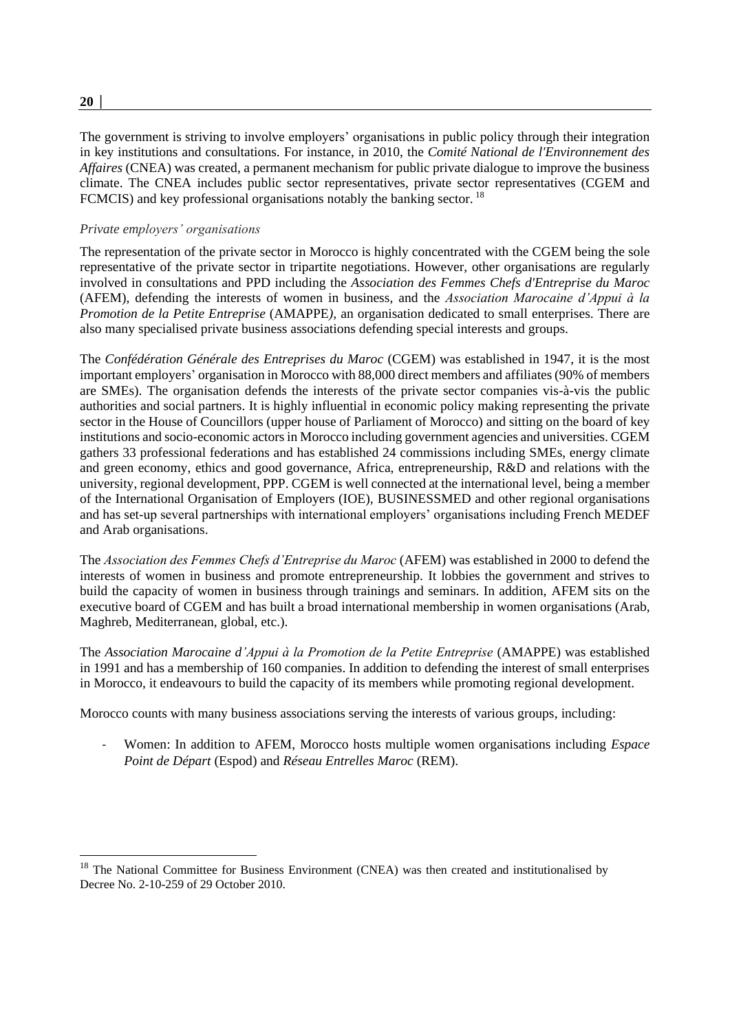The government is striving to involve employers' organisations in public policy through their integration in key institutions and consultations. For instance, in 2010, the *Comité National de l'Environnement des Affaires* (CNEA) was created, a permanent mechanism for public private dialogue to improve the business climate. The CNEA includes public sector representatives, private sector representatives (CGEM and FCMCIS) and key professional organisations notably the banking sector.[18]

*Private employers' organisations*

The representation of the private sector in Morocco is highly concentrated with the CGEM being the sole representative of the private sector in tripartite negotiations. However, other organisations are regularly involved in consultations and PPD including the *Association des Femmes Chefs d'Entreprise du Maroc* (AFEM), defending the interests of women in business, and the *Association Marocaine d'Appui à la Promotion de la Petite Entreprise* (AMAPPE), an organisation dedicated to small enterprises. There are also many specialised private business associations defending special interests and groups.

The *Confédération Générale des Entreprises du Maroc* (CGEM) was established in 1947, it is the most important employers' organisation in Morocco with 88,000 direct members and affiliates (90% of members are SMEs). The organisation defends the interests of the private sector companies vis-à-vis the public authorities and social partners. It is highly influential in economic policy making representing the private sector in the House of Councillors (upper house of Parliament of Morocco) and sitting on the board of key institutions and socio-economic actors in Morocco including government agencies and universities. CGEM gathers 33 professional federations and has established 24 commissions including SMEs, energy climate and green economy, ethics and good governance, Africa, entrepreneurship, R&D and relations with the university, regional development, PPP. CGEM is well connected at the international level, being a member of the International Organisation of Employers (IOE), BUSINESSMED and other regional organisations and has set-up several partnerships with international employers' organisations including French MEDEF and Arab organisations.

The *Association des Femmes Chefs d'Entreprise du Maroc* (AFEM) was established in 2000 to defend the interests of women in business and promote entrepreneurship. It lobbies the government and strives to build the capacity of women in business through trainings and seminars. In addition, AFEM sits on the executive board of CGEM and has built a broad international membership in women organisations (Arab, Maghreb, Mediterranean, global, etc.).

The *Association Marocaine d'Appui à la Promotion de la Petite Entreprise* (AMAPPE) was established in 1991 and has a membership of 160 companies. In addition to defending the interest of small enterprises in Morocco, it endeavours to build the capacity of its members while promoting regional development.

Morocco counts with many business associations serving the interests of various groups, including:

- Women: In addition to AFEM, Morocco hosts multiple women organisations including *Espace Point de Départ* (Espod) and *Réseau Entrelles Maroc* (REM).

[18] The National Committee for Business Environment (CNEA) was then created and institutionalised by Decree No. 2-10-259 of 29 October 2010.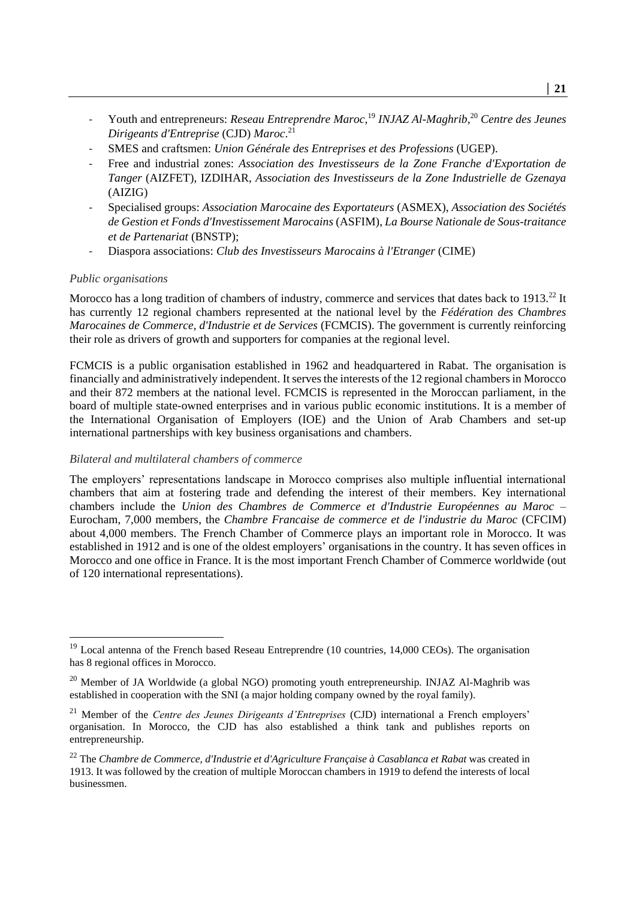- Youth and entrepreneurs: *Reseau Entreprendre Maroc*,[19] *INJAZ Al-Maghrib*,[20] *Centre des Jeunes Dirigeants d'Entreprise* (CJD) *Maroc*.[21]
- SMES and craftsmen: *Union Générale des Entreprises et des Professions* (UGEP).
- Free and industrial zones: *Association des Investisseurs de la Zone Franche d'Exportation de Tanger* (AIZFET), IZDIHAR, *Association des Investisseurs de la Zone Industrielle de Gzenaya* (AIZIG)
- Specialised groups: *Association Marocaine des Exportateurs* (ASMEX), *Association des Sociétés de Gestion et Fonds d'Investissement Marocains* (ASFIM), *La Bourse Nationale de Sous-traitance et de Partenariat* (BNSTP);
- Diaspora associations: *Club des Investisseurs Marocains à l'Etranger* (CIME)

*Public organisations*

Morocco has a long tradition of chambers of industry, commerce and services that dates back to 1913.[22] It has currently 12 regional chambers represented at the national level by the *Fédération des Chambres Marocaines de Commerce, d'Industrie et de Services* (FCMCIS). The government is currently reinforcing their role as drivers of growth and supporters for companies at the regional level.

FCMCIS is a public organisation established in 1962 and headquartered in Rabat. The organisation is financially and administratively independent. It serves the interests of the 12 regional chambers in Morocco and their 872 members at the national level. FCMCIS is represented in the Moroccan parliament, in the board of multiple state-owned enterprises and in various public economic institutions. It is a member of the International Organisation of Employers (IOE) and the Union of Arab Chambers and set-up international partnerships with key business organisations and chambers.

*Bilateral and multilateral chambers of commerce*

The employers' representations landscape in Morocco comprises also multiple influential international chambers that aim at fostering trade and defending the interest of their members. Key international chambers include the *Union des Chambres de Commerce et d'Industrie Européennes au Maroc* – Eurocham, 7,000 members, the *Chambre Francaise de commerce et de l'industrie du Maroc* (CFCIM) about 4,000 members. The French Chamber of Commerce plays an important role in Morocco. It was established in 1912 and is one of the oldest employers' organisations in the country. It has seven offices in Morocco and one office in France. It is the most important French Chamber of Commerce worldwide (out of 120 international representations).

---

[19] Local antenna of the French based Reseau Entreprendre (10 countries, 14,000 CEOs). The organisation has 8 regional offices in Morocco.

[20] Member of JA Worldwide (a global NGO) promoting youth entrepreneurship. INJAZ Al-Maghrib was established in cooperation with the SNI (a major holding company owned by the royal family).

[21] Member of the *Centre des Jeunes Dirigeants d'Entreprises* (CJD) international a French employers' organisation. In Morocco, the CJD has also established a think tank and publishes reports on entrepreneurship.

[22] The *Chambre de Commerce, d'Industrie et d'Agriculture Française à Casablanca et Rabat* was created in 1913. It was followed by the creation of multiple Moroccan chambers in 1919 to defend the interests of local businessmen.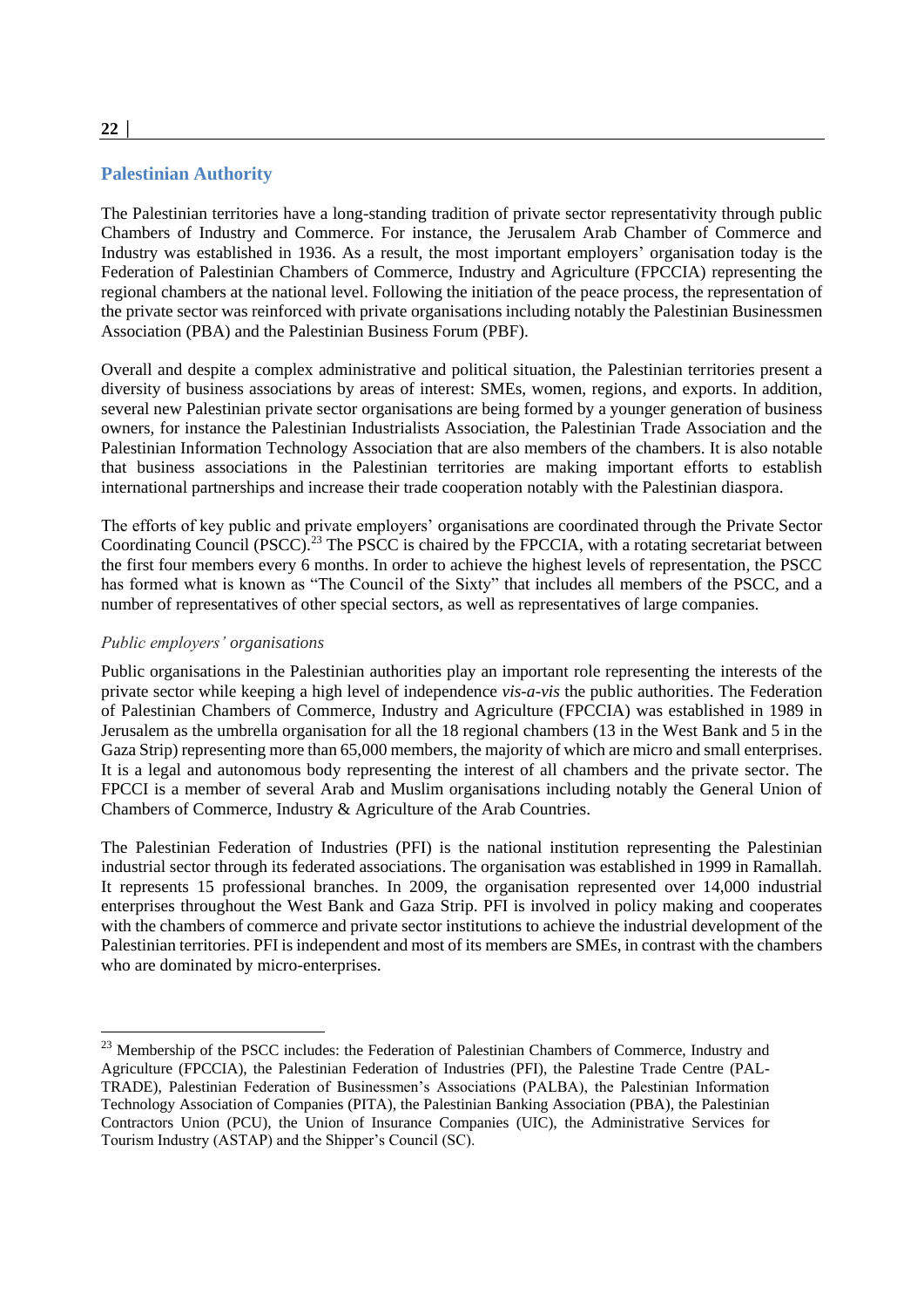## Palestinian Authority

The Palestinian territories have a long-standing tradition of private sector representativity through public Chambers of Industry and Commerce. For instance, the Jerusalem Arab Chamber of Commerce and Industry was established in 1936. As a result, the most important employers' organisation today is the Federation of Palestinian Chambers of Commerce, Industry and Agriculture (FPCCIA) representing the regional chambers at the national level. Following the initiation of the peace process, the representation of the private sector was reinforced with private organisations including notably the Palestinian Businessmen Association (PBA) and the Palestinian Business Forum (PBF).

Overall and despite a complex administrative and political situation, the Palestinian territories present a diversity of business associations by areas of interest: SMEs, women, regions, and exports. In addition, several new Palestinian private sector organisations are being formed by a younger generation of business owners, for instance the Palestinian Industrialists Association, the Palestinian Trade Association and the Palestinian Information Technology Association that are also members of the chambers. It is also notable that business associations in the Palestinian territories are making important efforts to establish international partnerships and increase their trade cooperation notably with the Palestinian diaspora.

The efforts of key public and private employers' organisations are coordinated through the Private Sector Coordinating Council (PSCC).[23] The PSCC is chaired by the FPCCIA, with a rotating secretariat between the first four members every 6 months. In order to achieve the highest levels of representation, the PSCC has formed what is known as "The Council of the Sixty" that includes all members of the PSCC, and a number of representatives of other special sectors, as well as representatives of large companies.

### *Public employers' organisations*

Public organisations in the Palestinian authorities play an important role representing the interests of the private sector while keeping a high level of independence *vis-a-vis* the public authorities. The Federation of Palestinian Chambers of Commerce, Industry and Agriculture (FPCCIA) was established in 1989 in Jerusalem as the umbrella organisation for all the 18 regional chambers (13 in the West Bank and 5 in the Gaza Strip) representing more than 65,000 members, the majority of which are micro and small enterprises. It is a legal and autonomous body representing the interest of all chambers and the private sector. The FPCCI is a member of several Arab and Muslim organisations including notably the General Union of Chambers of Commerce, Industry & Agriculture of the Arab Countries.

The Palestinian Federation of Industries (PFI) is the national institution representing the Palestinian industrial sector through its federated associations. The organisation was established in 1999 in Ramallah. It represents 15 professional branches. In 2009, the organisation represented over 14,000 industrial enterprises throughout the West Bank and Gaza Strip. PFI is involved in policy making and cooperates with the chambers of commerce and private sector institutions to achieve the industrial development of the Palestinian territories. PFI is independent and most of its members are SMEs, in contrast with the chambers who are dominated by micro-enterprises.

---

[23] Membership of the PSCC includes: the Federation of Palestinian Chambers of Commerce, Industry and Agriculture (FPCCIA), the Palestinian Federation of Industries (PFI), the Palestine Trade Centre (PAL-TRADE), Palestinian Federation of Businessmen's Associations (PALBA), the Palestinian Information Technology Association of Companies (PITA), the Palestinian Banking Association (PBA), the Palestinian Contractors Union (PCU), the Union of Insurance Companies (UIC), the Administrative Services for Tourism Industry (ASTAP) and the Shipper's Council (SC).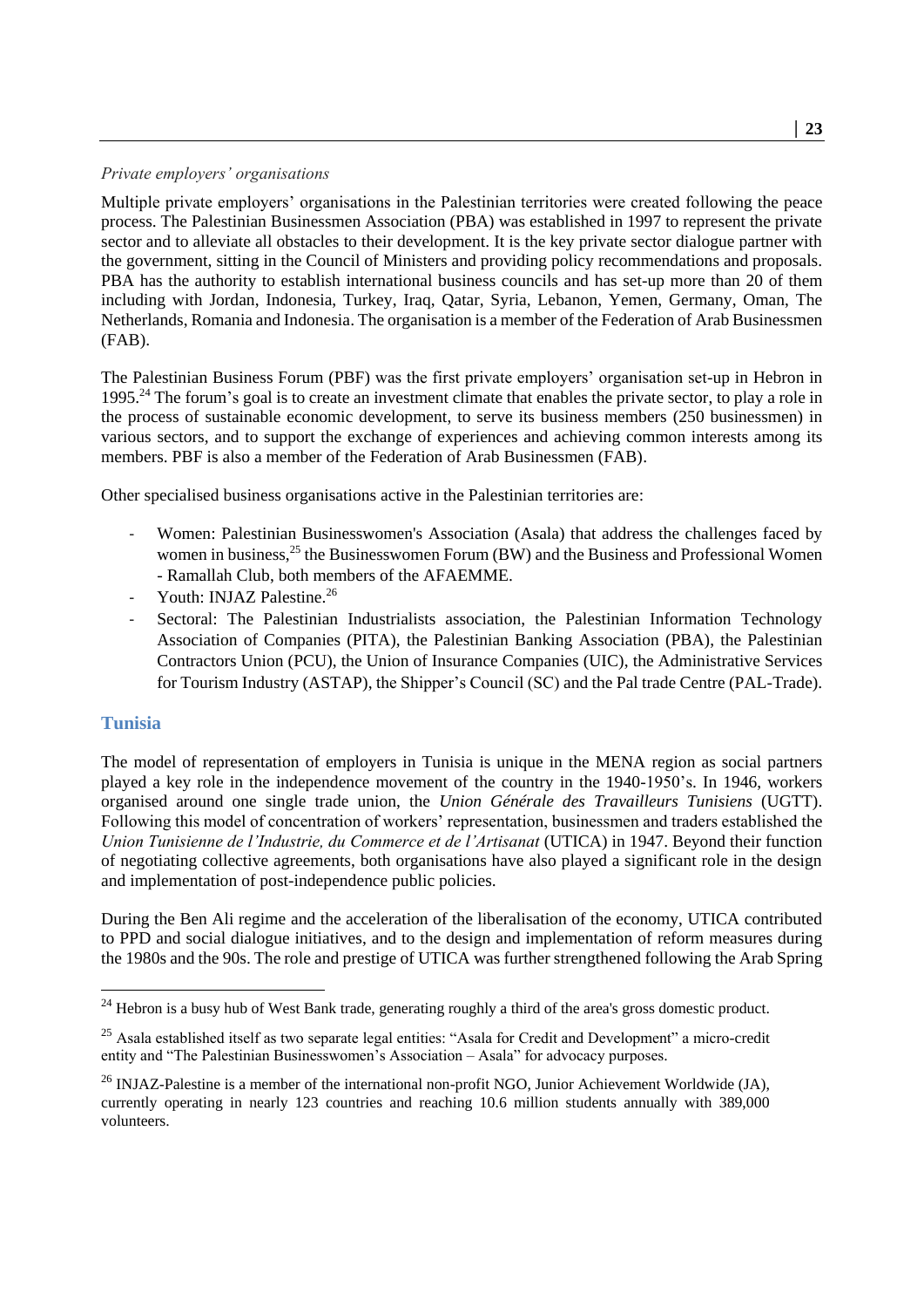*Private employers' organisations*

Multiple private employers' organisations in the Palestinian territories were created following the peace process. The Palestinian Businessmen Association (PBA) was established in 1997 to represent the private sector and to alleviate all obstacles to their development. It is the key private sector dialogue partner with the government, sitting in the Council of Ministers and providing policy recommendations and proposals. PBA has the authority to establish international business councils and has set-up more than 20 of them including with Jordan, Indonesia, Turkey, Iraq, Qatar, Syria, Lebanon, Yemen, Germany, Oman, The Netherlands, Romania and Indonesia. The organisation is a member of the Federation of Arab Businessmen (FAB).

The Palestinian Business Forum (PBF) was the first private employers' organisation set-up in Hebron in 1995.[24] The forum's goal is to create an investment climate that enables the private sector, to play a role in the process of sustainable economic development, to serve its business members (250 businessmen) in various sectors, and to support the exchange of experiences and achieving common interests among its members. PBF is also a member of the Federation of Arab Businessmen (FAB).

Other specialised business organisations active in the Palestinian territories are:

- Women: Palestinian Businesswomen's Association (Asala) that address the challenges faced by women in business,[25] the Businesswomen Forum (BW) and the Business and Professional Women - Ramallah Club, both members of the AFAEMME.
- Youth: INJAZ Palestine.[26]
- Sectoral: The Palestinian Industrialists association, the Palestinian Information Technology Association of Companies (PITA), the Palestinian Banking Association (PBA), the Palestinian Contractors Union (PCU), the Union of Insurance Companies (UIC), the Administrative Services for Tourism Industry (ASTAP), the Shipper's Council (SC) and the Pal trade Centre (PAL-Trade).

## Tunisia

The model of representation of employers in Tunisia is unique in the MENA region as social partners played a key role in the independence movement of the country in the 1940-1950's. In 1946, workers organised around one single trade union, the *Union Générale des Travailleurs Tunisiens* (UGTT). Following this model of concentration of workers' representation, businessmen and traders established the *Union Tunisienne de l'Industrie, du Commerce et de l'Artisanat* (UTICA) in 1947. Beyond their function of negotiating collective agreements, both organisations have also played a significant role in the design and implementation of post-independence public policies.

During the Ben Ali regime and the acceleration of the liberalisation of the economy, UTICA contributed to PPD and social dialogue initiatives, and to the design and implementation of reform measures during the 1980s and the 90s. The role and prestige of UTICA was further strengthened following the Arab Spring

---

[24] Hebron is a busy hub of West Bank trade, generating roughly a third of the area's gross domestic product.

[25] Asala established itself as two separate legal entities: "Asala for Credit and Development" a micro-credit entity and "The Palestinian Businesswomen's Association – Asala" for advocacy purposes.

[26] INJAZ-Palestine is a member of the international non-profit NGO, Junior Achievement Worldwide (JA), currently operating in nearly 123 countries and reaching 10.6 million students annually with 389,000 volunteers.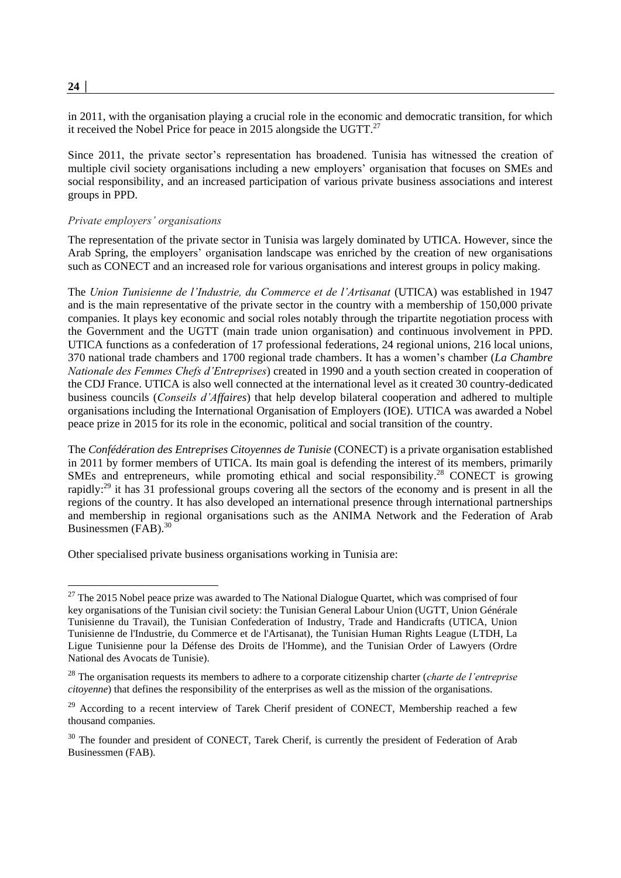in 2011, with the organisation playing a crucial role in the economic and democratic transition, for which it received the Nobel Price for peace in 2015 alongside the UGTT.[27]

Since 2011, the private sector's representation has broadened. Tunisia has witnessed the creation of multiple civil society organisations including a new employers' organisation that focuses on SMEs and social responsibility, and an increased participation of various private business associations and interest groups in PPD.

*Private employers' organisations*

The representation of the private sector in Tunisia was largely dominated by UTICA. However, since the Arab Spring, the employers' organisation landscape was enriched by the creation of new organisations such as CONECT and an increased role for various organisations and interest groups in policy making.

The *Union Tunisienne de l'Industrie, du Commerce et de l'Artisanat* (UTICA) was established in 1947 and is the main representative of the private sector in the country with a membership of 150,000 private companies. It plays key economic and social roles notably through the tripartite negotiation process with the Government and the UGTT (main trade union organisation) and continuous involvement in PPD. UTICA functions as a confederation of 17 professional federations, 24 regional unions, 216 local unions, 370 national trade chambers and 1700 regional trade chambers. It has a women's chamber (*La Chambre Nationale des Femmes Chefs d'Entreprises*) created in 1990 and a youth section created in cooperation of the CDJ France. UTICA is also well connected at the international level as it created 30 country-dedicated business councils (*Conseils d'Affaires*) that help develop bilateral cooperation and adhered to multiple organisations including the International Organisation of Employers (IOE). UTICA was awarded a Nobel peace prize in 2015 for its role in the economic, political and social transition of the country.

The *Confédération des Entreprises Citoyennes de Tunisie* (CONECT) is a private organisation established in 2011 by former members of UTICA. Its main goal is defending the interest of its members, primarily SMEs and entrepreneurs, while promoting ethical and social responsibility.[28] CONECT is growing rapidly:[29] it has 31 professional groups covering all the sectors of the economy and is present in all the regions of the country. It has also developed an international presence through international partnerships and membership in regional organisations such as the ANIMA Network and the Federation of Arab Businessmen (FAB).[30]

Other specialised private business organisations working in Tunisia are:

---

[27] The 2015 Nobel peace prize was awarded to The National Dialogue Quartet, which was comprised of four key organisations of the Tunisian civil society: the Tunisian General Labour Union (UGTT, Union Générale Tunisienne du Travail), the Tunisian Confederation of Industry, Trade and Handicrafts (UTICA, Union Tunisienne de l'Industrie, du Commerce et de l'Artisanat), the Tunisian Human Rights League (LTDH, La Ligue Tunisienne pour la Défense des Droits de l'Homme), and the Tunisian Order of Lawyers (Ordre National des Avocats de Tunisie).

[28] The organisation requests its members to adhere to a corporate citizenship charter (*charte de l'entreprise citoyenne*) that defines the responsibility of the enterprises as well as the mission of the organisations.

[29] According to a recent interview of Tarek Cherif president of CONECT, Membership reached a few thousand companies.

[30] The founder and president of CONECT, Tarek Cherif, is currently the president of Federation of Arab Businessmen (FAB).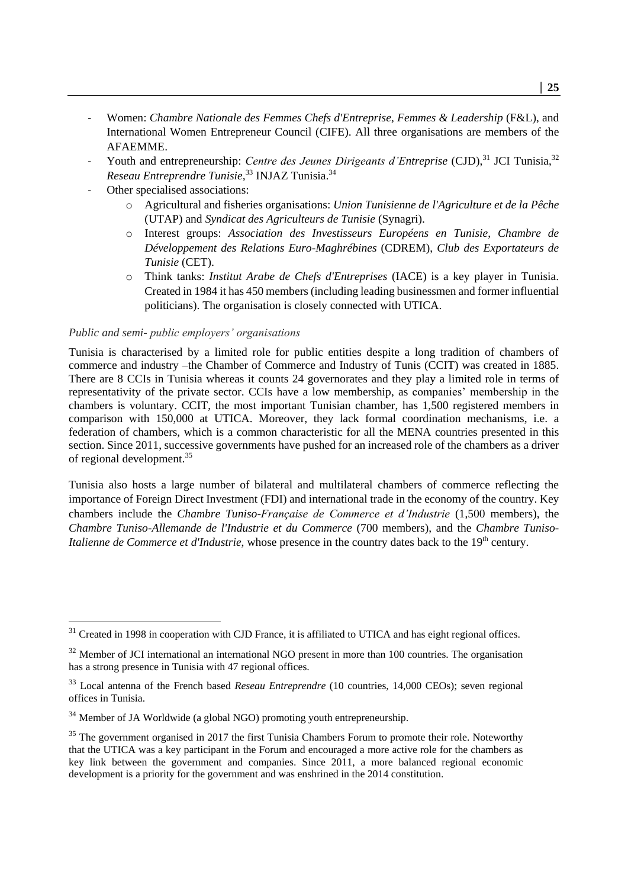- Women: *Chambre Nationale des Femmes Chefs d'Entreprise, Femmes & Leadership* (F&L), and International Women Entrepreneur Council (CIFE). All three organisations are members of the AFAEMME.
- Youth and entrepreneurship: *Centre des Jeunes Dirigeants d'Entreprise* (CJD),[31] JCI Tunisia,[32] *Reseau Entreprendre Tunisie*,[33] INJAZ Tunisia.[34]
- Other specialised associations:
    - Agricultural and fisheries organisations: *Union Tunisienne de l'Agriculture et de la Pêche* (UTAP) and *Syndicat des Agriculteurs de Tunisie* (Synagri).
    - Interest groups: *Association des Investisseurs Européens en Tunisie*, *Chambre de Développement des Relations Euro-Maghrébines* (CDREM), *Club des Exportateurs de Tunisie* (CET).
    - Think tanks: *Institut Arabe de Chefs d'Entreprises* (IACE) is a key player in Tunisia. Created in 1984 it has 450 members (including leading businessmen and former influential politicians). The organisation is closely connected with UTICA.

*Public and semi- public employers' organisations*

Tunisia is characterised by a limited role for public entities despite a long tradition of chambers of commerce and industry –the Chamber of Commerce and Industry of Tunis (CCIT) was created in 1885. There are 8 CCIs in Tunisia whereas it counts 24 governorates and they play a limited role in terms of representativity of the private sector. CCIs have a low membership, as companies' membership in the chambers is voluntary. CCIT, the most important Tunisian chamber, has 1,500 registered members in comparison with 150,000 at UTICA. Moreover, they lack formal coordination mechanisms, i.e. a federation of chambers, which is a common characteristic for all the MENA countries presented in this section. Since 2011, successive governments have pushed for an increased role of the chambers as a driver of regional development.[35]

Tunisia also hosts a large number of bilateral and multilateral chambers of commerce reflecting the importance of Foreign Direct Investment (FDI) and international trade in the economy of the country. Key chambers include the *Chambre Tuniso-Française de Commerce et d'Industrie* (1,500 members), the *Chambre Tuniso-Allemande de l'Industrie et du Commerce* (700 members), and the *Chambre Tuniso-Italienne de Commerce et d'Industrie*, whose presence in the country dates back to the 19th century.

---

[31] Created in 1998 in cooperation with CJD France, it is affiliated to UTICA and has eight regional offices.

[32] Member of JCI international an international NGO present in more than 100 countries. The organisation has a strong presence in Tunisia with 47 regional offices.

[33] Local antenna of the French based *Reseau Entreprendre* (10 countries, 14,000 CEOs); seven regional offices in Tunisia.

[34] Member of JA Worldwide (a global NGO) promoting youth entrepreneurship.

[35] The government organised in 2017 the first Tunisia Chambers Forum to promote their role. Noteworthy that the UTICA was a key participant in the Forum and encouraged a more active role for the chambers as key link between the government and companies. Since 2011, a more balanced regional economic development is a priority for the government and was enshrined in the 2014 constitution.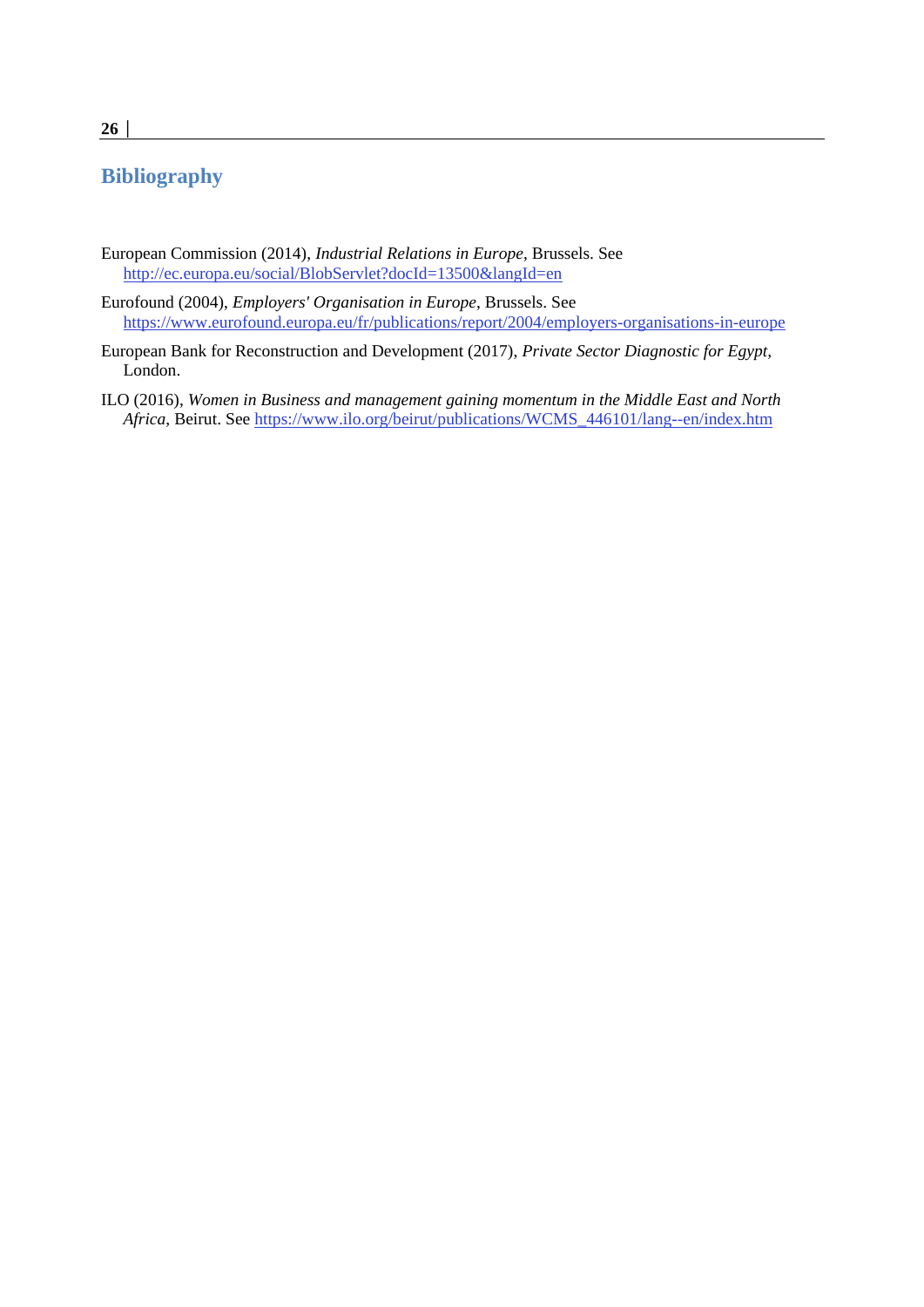## Bibliography

European Commission (2014), *Industrial Relations in Europe*, Brussels. See http://ec.europa.eu/social/BlobServlet?docId=13500&langId=en

Eurofound (2004), *Employers' Organisation in Europe*, Brussels. See https://www.eurofound.europa.eu/fr/publications/report/2004/employers-organisations-in-europe

European Bank for Reconstruction and Development (2017), *Private Sector Diagnostic for Egypt*, London.

ILO (2016), *Women in Business and management gaining momentum in the Middle East and North Africa*, Beirut. See https://www.ilo.org/beirut/publications/WCMS_446101/lang--en/index.htm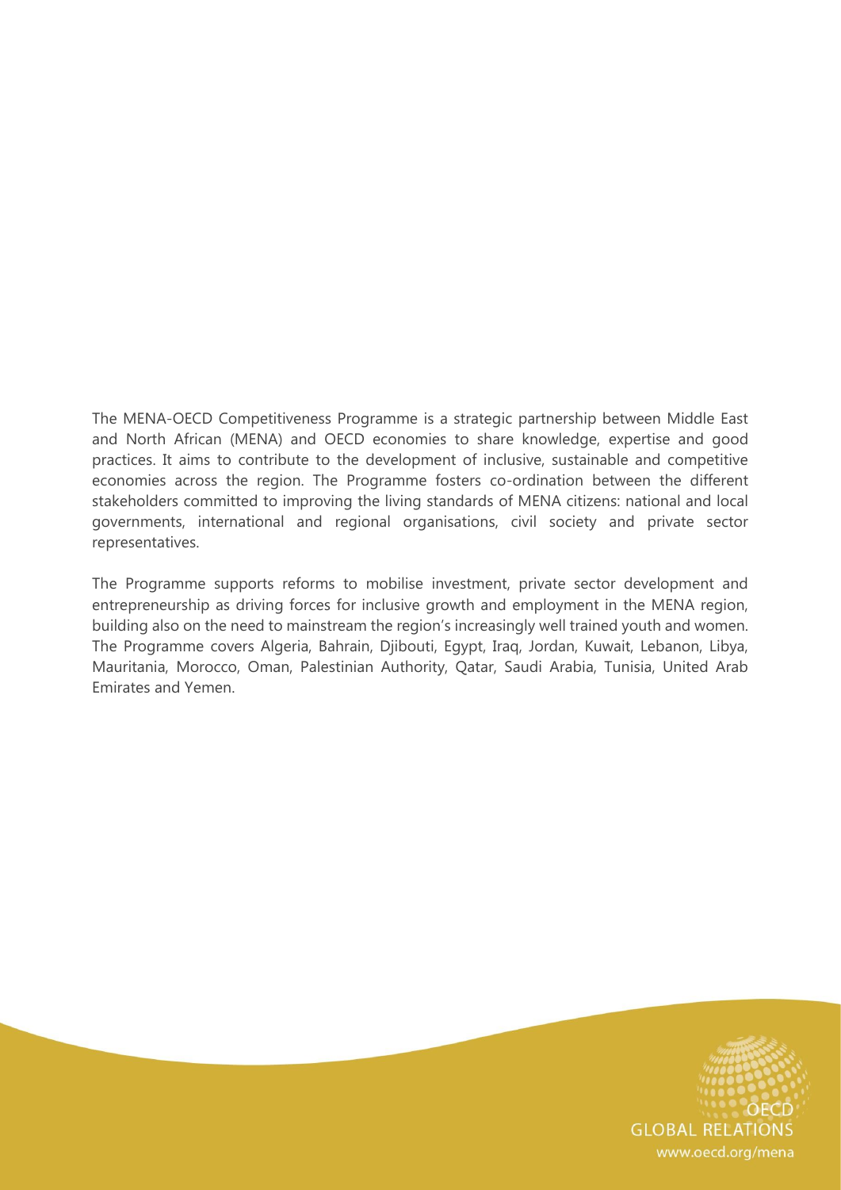The MENA-OECD Competitiveness Programme is a strategic partnership between Middle East and North African (MENA) and OECD economies to share knowledge, expertise and good practices. It aims to contribute to the development of inclusive, sustainable and competitive economies across the region. The Programme fosters co-ordination between the different stakeholders committed to improving the living standards of MENA citizens: national and local governments, international and regional organisations, civil society and private sector representatives.

The Programme supports reforms to mobilise investment, private sector development and entrepreneurship as driving forces for inclusive growth and employment in the MENA region, building also on the need to mainstream the region's increasingly well trained youth and women. The Programme covers Algeria, Bahrain, Djibouti, Egypt, Iraq, Jordan, Kuwait, Lebanon, Libya, Mauritania, Morocco, Oman, Palestinian Authority, Qatar, Saudi Arabia, Tunisia, United Arab Emirates and Yemen.

OECD GLOBAL RELATIONS

www.oecd.org/mena